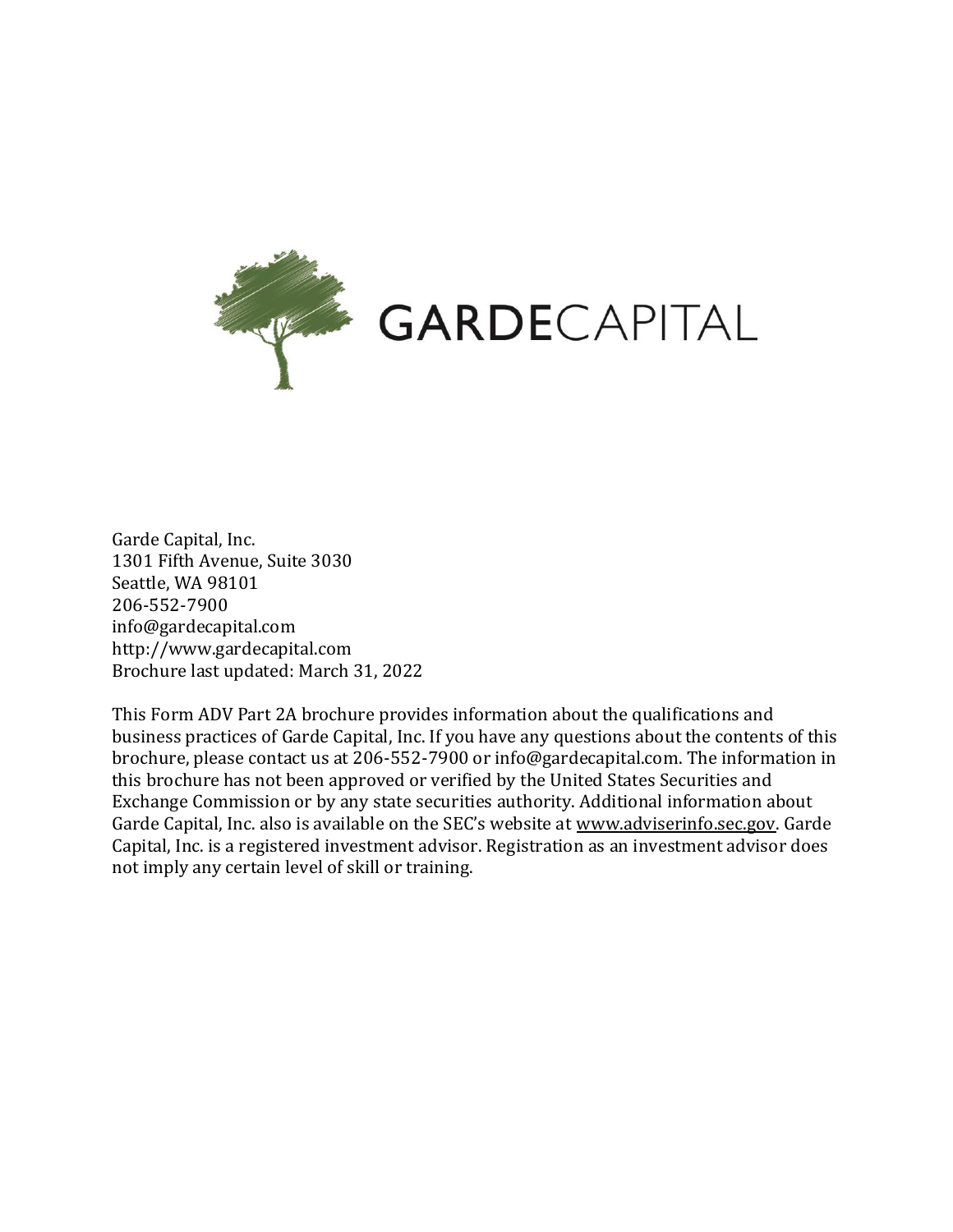GARDECAPITAL

Garde Capital, Inc.
1301 Fifth Avenue, Suite 3030
Seattle, WA 98101
206-552-7900
info@gardecapital.com
http://www.gardecapital.com
Brochure last updated: March 31, 2022

This Form ADV Part 2A brochure provides information about the qualifications and business practices of Garde Capital, Inc. If you have any questions about the contents of this brochure, please contact us at 206-552-7900 or info@gardecapital.com. The information in this brochure has not been approved or verified by the United States Securities and Exchange Commission or by any state securities authority. Additional information about Garde Capital, Inc. also is available on the SEC's website at www.adviserinfo.sec.gov. Garde Capital, Inc. is a registered investment advisor. Registration as an investment advisor does not imply any certain level of skill or training.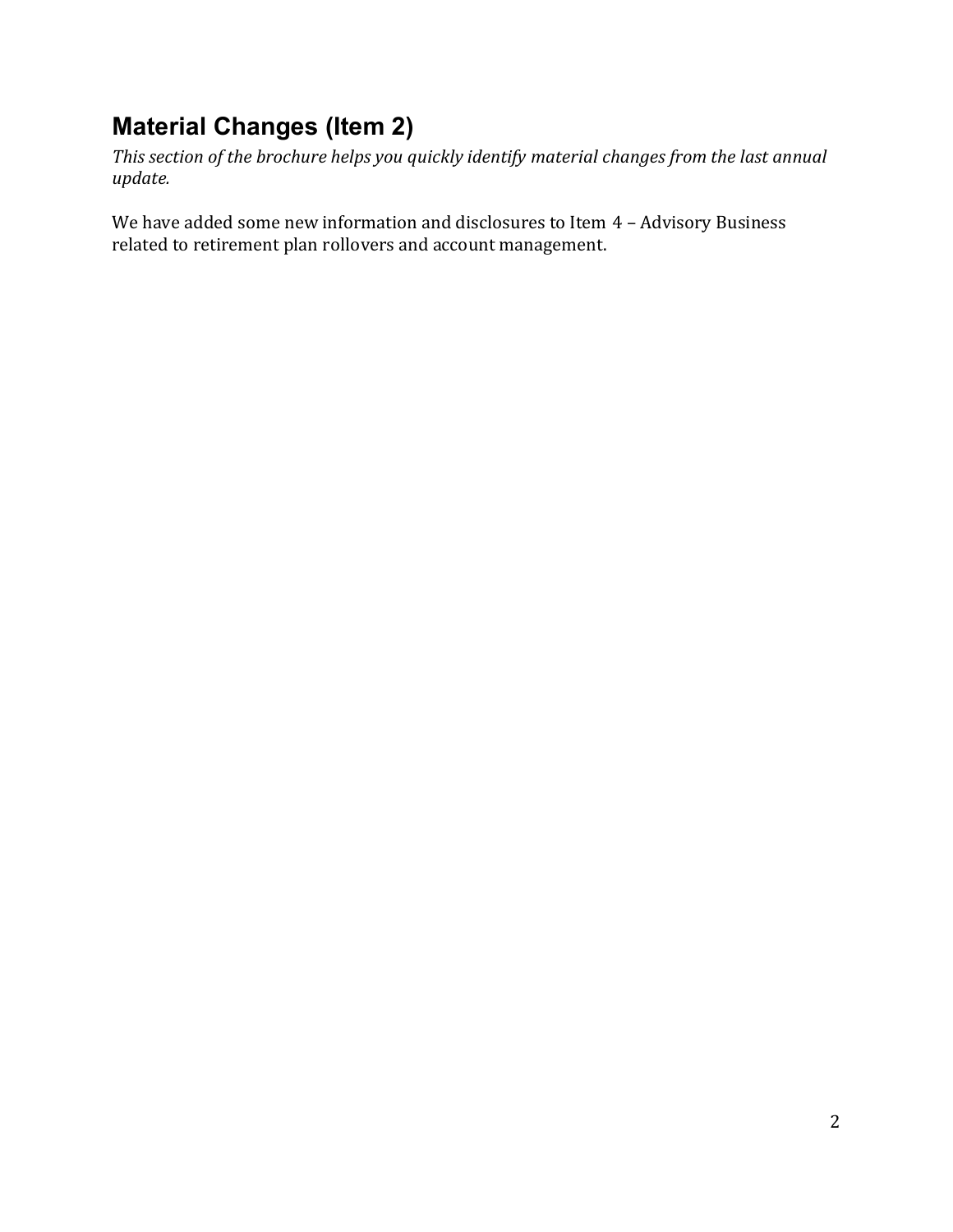## Material Changes (Item 2)

*This section of the brochure helps you quickly identify material changes from the last annual update.*

We have added some new information and disclosures to Item 4 – Advisory Business related to retirement plan rollovers and account management.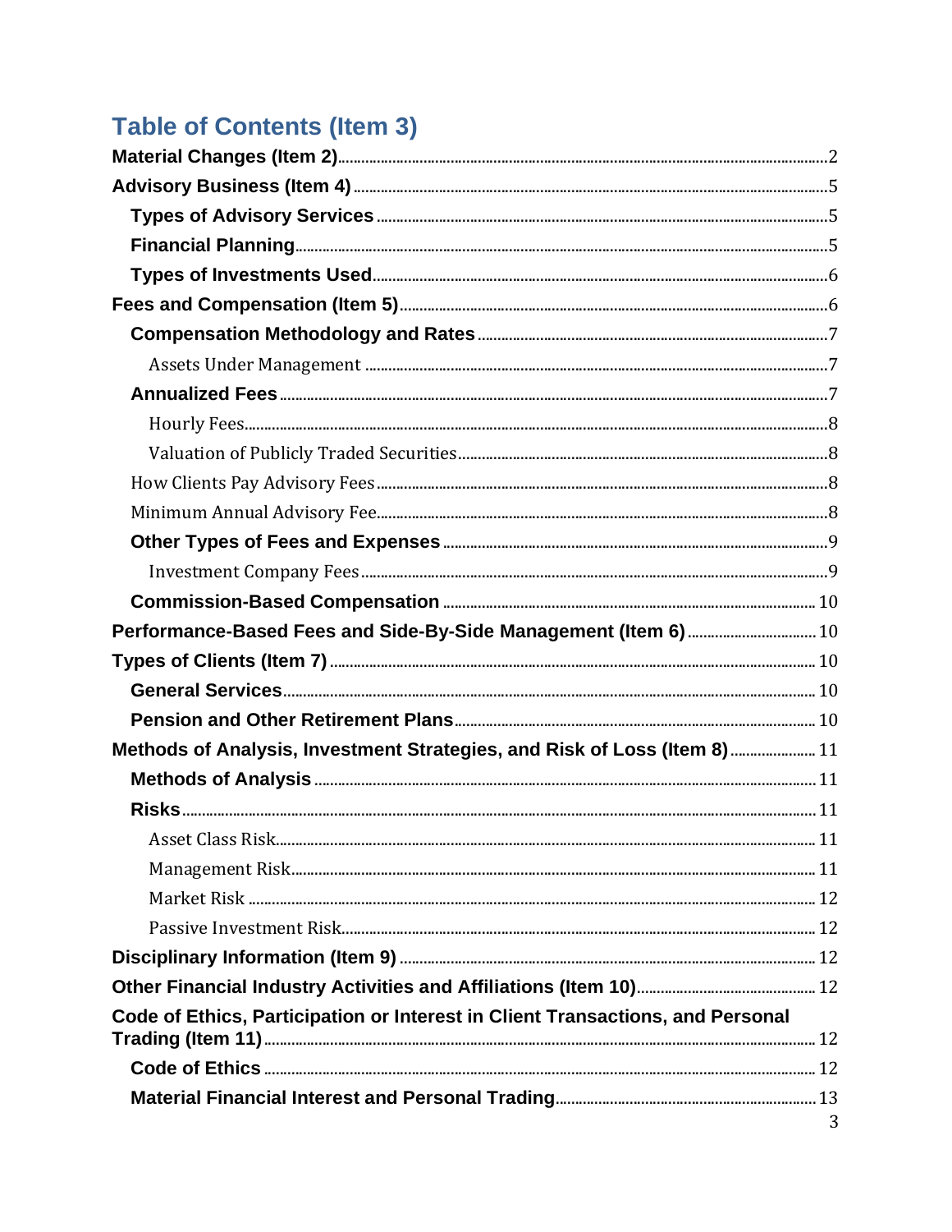# Table of Contents (Item 3)

**Material Changes (Item 2)** ... 2

**Advisory Business (Item 4)** ... 5

- **Types of Advisory Services** ... 5
- **Financial Planning** ... 5
- **Types of Investments Used** ... 6

**Fees and Compensation (Item 5)** ... 6

- **Compensation Methodology and Rates** ... 7
  - Assets Under Management ... 7
- **Annualized Fees** ... 7
  - Hourly Fees ... 8
  - Valuation of Publicly Traded Securities ... 8
- How Clients Pay Advisory Fees ... 8
- Minimum Annual Advisory Fee ... 8
- **Other Types of Fees and Expenses** ... 9
  - Investment Company Fees ... 9
- **Commission-Based Compensation** ... 10

**Performance-Based Fees and Side-By-Side Management (Item 6)** ... 10

**Types of Clients (Item 7)** ... 10

- **General Services** ... 10
- **Pension and Other Retirement Plans** ... 10

**Methods of Analysis, Investment Strategies, and Risk of Loss (Item 8)** ... 11

- **Methods of Analysis** ... 11
- **Risks** ... 11
  - Asset Class Risk ... 11
  - Management Risk ... 11
  - Market Risk ... 12
  - Passive Investment Risk ... 12

**Disciplinary Information (Item 9)** ... 12

**Other Financial Industry Activities and Affiliations (Item 10)** ... 12

**Code of Ethics, Participation or Interest in Client Transactions, and Personal Trading (Item 11)** ... 12

- **Code of Ethics** ... 12
- **Material Financial Interest and Personal Trading** ... 13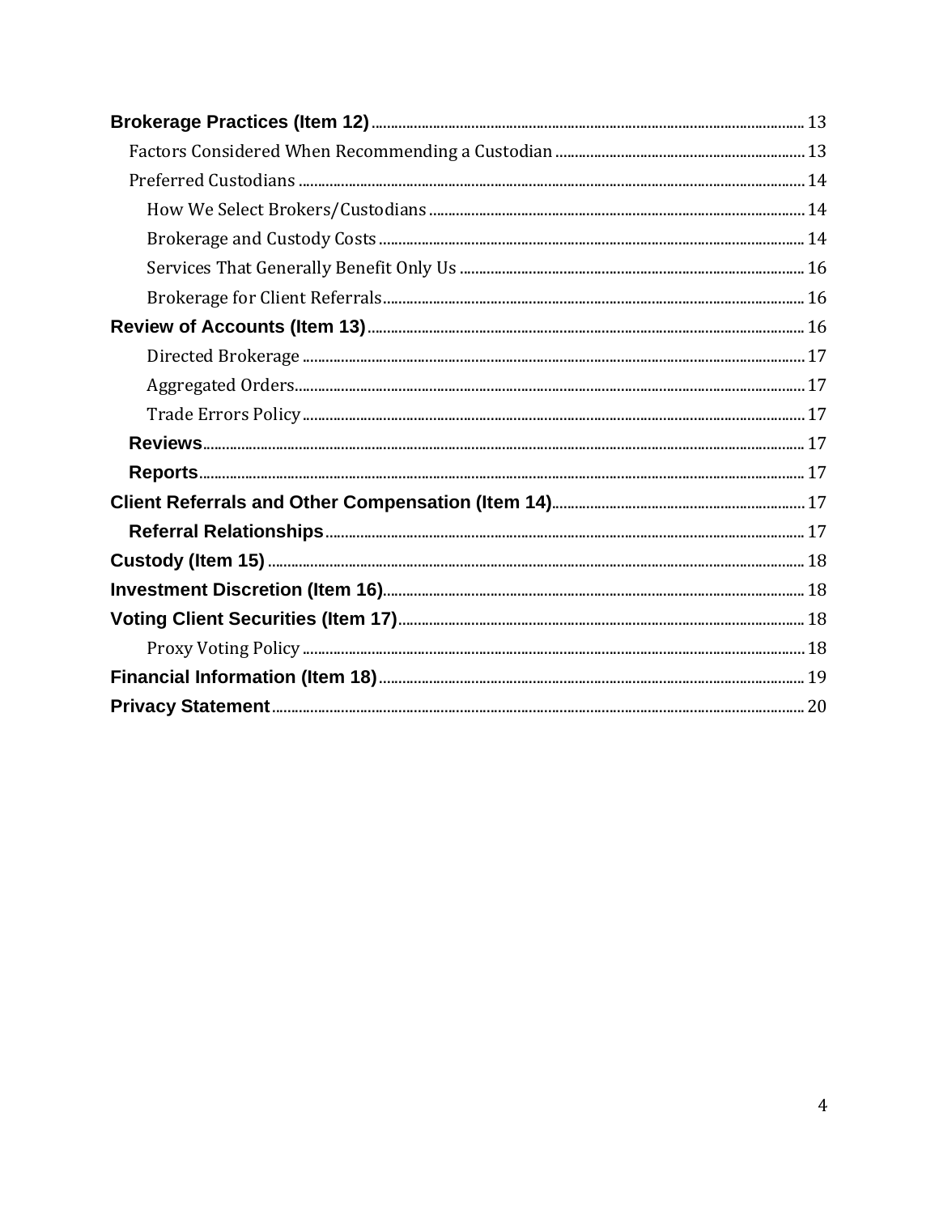**Brokerage Practices (Item 12)** ... 13

Factors Considered When Recommending a Custodian ... 13

Preferred Custodians ... 14

How We Select Brokers/Custodians ... 14

Brokerage and Custody Costs ... 14

Services That Generally Benefit Only Us ... 16

Brokerage for Client Referrals ... 16

**Review of Accounts (Item 13)** ... 16

Directed Brokerage ... 17

Aggregated Orders ... 17

Trade Errors Policy ... 17

**Reviews** ... 17

**Reports** ... 17

**Client Referrals and Other Compensation (Item 14)** ... 17

**Referral Relationships** ... 17

**Custody (Item 15)** ... 18

**Investment Discretion (Item 16)** ... 18

**Voting Client Securities (Item 17)** ... 18

Proxy Voting Policy ... 18

**Financial Information (Item 18)** ... 19

**Privacy Statement** ... 20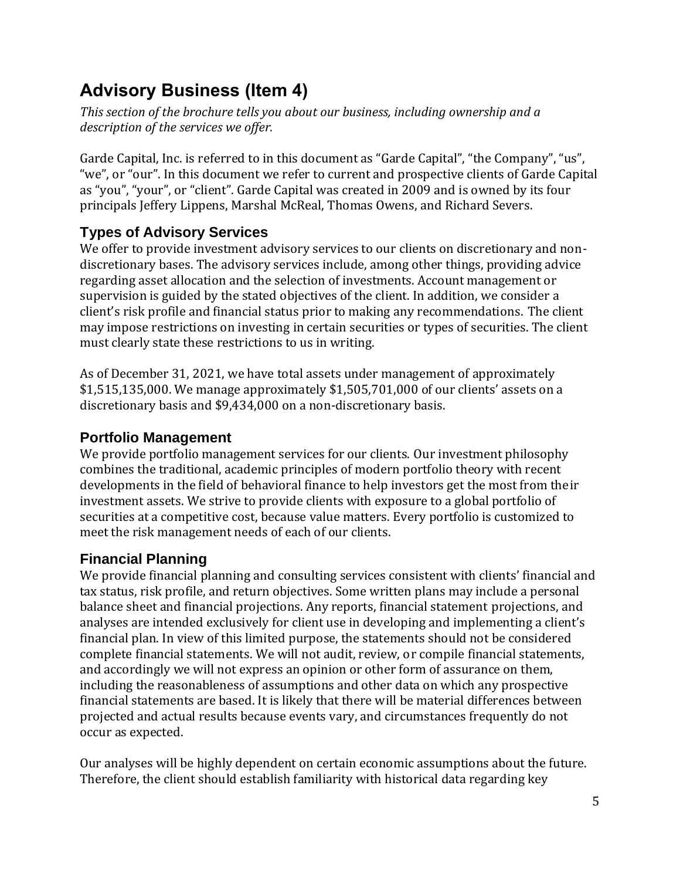## Advisory Business (Item 4)

*This section of the brochure tells you about our business, including ownership and a description of the services we offer.*

Garde Capital, Inc. is referred to in this document as "Garde Capital", "the Company", "us", "we", or "our". In this document we refer to current and prospective clients of Garde Capital as "you", "your", or "client". Garde Capital was created in 2009 and is owned by its four principals Jeffery Lippens, Marshal McReal, Thomas Owens, and Richard Severs.

### Types of Advisory Services

We offer to provide investment advisory services to our clients on discretionary and non-discretionary bases. The advisory services include, among other things, providing advice regarding asset allocation and the selection of investments. Account management or supervision is guided by the stated objectives of the client. In addition, we consider a client's risk profile and financial status prior to making any recommendations. The client may impose restrictions on investing in certain securities or types of securities. The client must clearly state these restrictions to us in writing.

As of December 31, 2021, we have total assets under management of approximately $1,515,135,000. We manage approximately $1,505,701,000 of our clients' assets on a discretionary basis and $9,434,000 on a non-discretionary basis.

### Portfolio Management

We provide portfolio management services for our clients. Our investment philosophy combines the traditional, academic principles of modern portfolio theory with recent developments in the field of behavioral finance to help investors get the most from their investment assets. We strive to provide clients with exposure to a global portfolio of securities at a competitive cost, because value matters. Every portfolio is customized to meet the risk management needs of each of our clients.

### Financial Planning

We provide financial planning and consulting services consistent with clients' financial and tax status, risk profile, and return objectives. Some written plans may include a personal balance sheet and financial projections. Any reports, financial statement projections, and analyses are intended exclusively for client use in developing and implementing a client's financial plan. In view of this limited purpose, the statements should not be considered complete financial statements. We will not audit, review, or compile financial statements, and accordingly we will not express an opinion or other form of assurance on them, including the reasonableness of assumptions and other data on which any prospective financial statements are based. It is likely that there will be material differences between projected and actual results because events vary, and circumstances frequently do not occur as expected.

Our analyses will be highly dependent on certain economic assumptions about the future. Therefore, the client should establish familiarity with historical data regarding key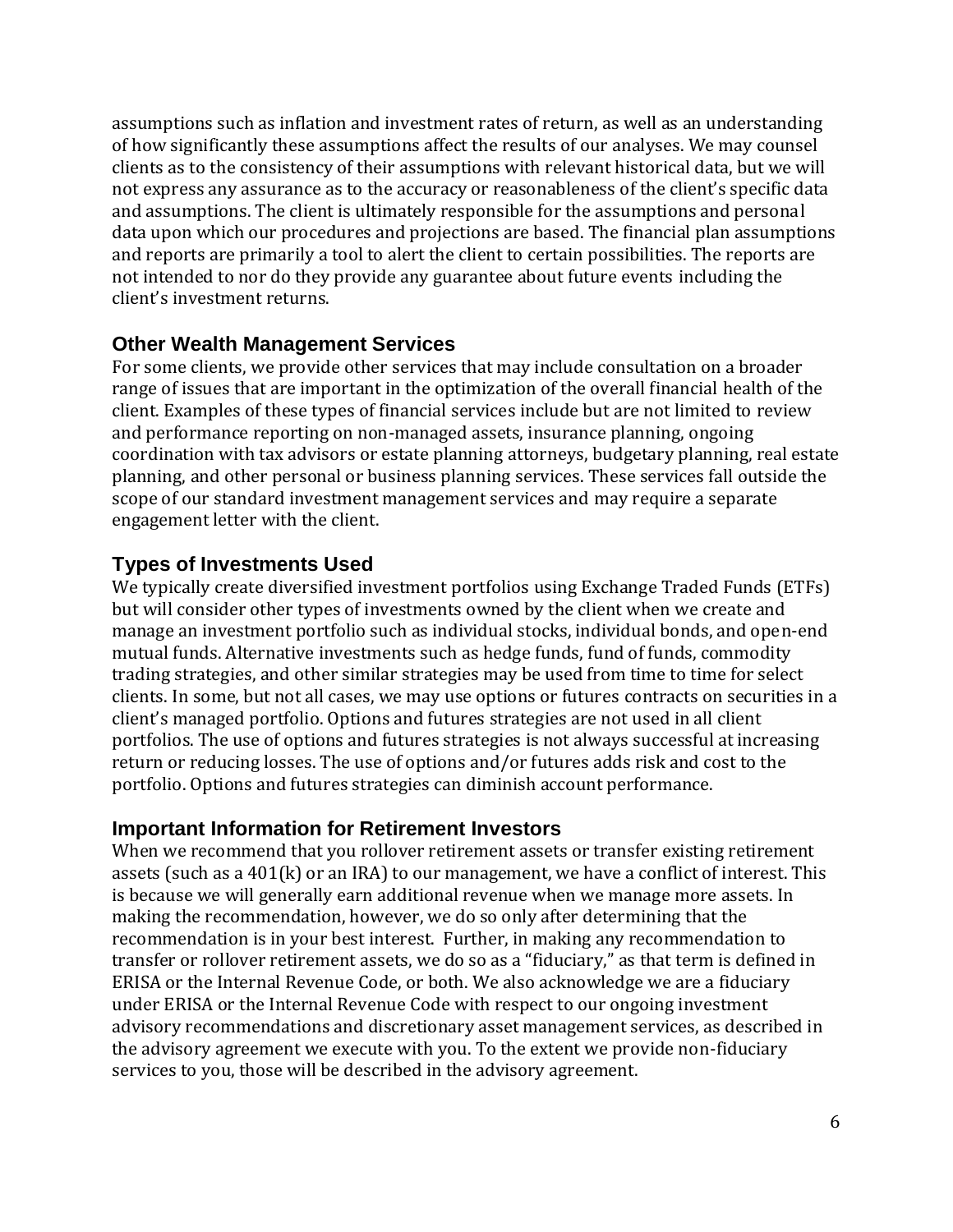assumptions such as inflation and investment rates of return, as well as an understanding of how significantly these assumptions affect the results of our analyses. We may counsel clients as to the consistency of their assumptions with relevant historical data, but we will not express any assurance as to the accuracy or reasonableness of the client's specific data and assumptions. The client is ultimately responsible for the assumptions and personal data upon which our procedures and projections are based. The financial plan assumptions and reports are primarily a tool to alert the client to certain possibilities. The reports are not intended to nor do they provide any guarantee about future events including the client's investment returns.

## Other Wealth Management Services

For some clients, we provide other services that may include consultation on a broader range of issues that are important in the optimization of the overall financial health of the client. Examples of these types of financial services include but are not limited to review and performance reporting on non-managed assets, insurance planning, ongoing coordination with tax advisors or estate planning attorneys, budgetary planning, real estate planning, and other personal or business planning services. These services fall outside the scope of our standard investment management services and may require a separate engagement letter with the client.

## Types of Investments Used

We typically create diversified investment portfolios using Exchange Traded Funds (ETFs) but will consider other types of investments owned by the client when we create and manage an investment portfolio such as individual stocks, individual bonds, and open-end mutual funds. Alternative investments such as hedge funds, fund of funds, commodity trading strategies, and other similar strategies may be used from time to time for select clients. In some, but not all cases, we may use options or futures contracts on securities in a client's managed portfolio. Options and futures strategies are not used in all client portfolios. The use of options and futures strategies is not always successful at increasing return or reducing losses. The use of options and/or futures adds risk and cost to the portfolio. Options and futures strategies can diminish account performance.

## Important Information for Retirement Investors

When we recommend that you rollover retirement assets or transfer existing retirement assets (such as a 401(k) or an IRA) to our management, we have a conflict of interest. This is because we will generally earn additional revenue when we manage more assets. In making the recommendation, however, we do so only after determining that the recommendation is in your best interest. Further, in making any recommendation to transfer or rollover retirement assets, we do so as a "fiduciary," as that term is defined in ERISA or the Internal Revenue Code, or both. We also acknowledge we are a fiduciary under ERISA or the Internal Revenue Code with respect to our ongoing investment advisory recommendations and discretionary asset management services, as described in the advisory agreement we execute with you. To the extent we provide non-fiduciary services to you, those will be described in the advisory agreement.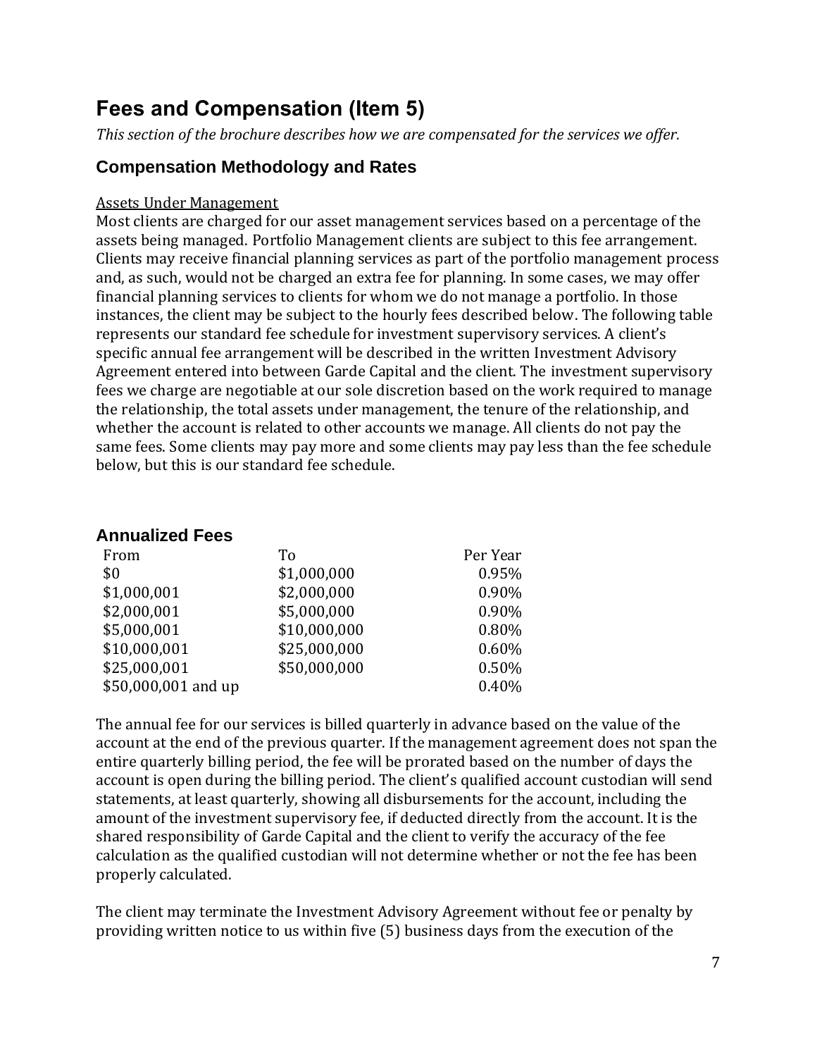## Fees and Compensation (Item 5)

*This section of the brochure describes how we are compensated for the services we offer.*

### Compensation Methodology and Rates

Assets Under Management

Most clients are charged for our asset management services based on a percentage of the assets being managed. Portfolio Management clients are subject to this fee arrangement. Clients may receive financial planning services as part of the portfolio management process and, as such, would not be charged an extra fee for planning. In some cases, we may offer financial planning services to clients for whom we do not manage a portfolio. In those instances, the client may be subject to the hourly fees described below. The following table represents our standard fee schedule for investment supervisory services. A client's specific annual fee arrangement will be described in the written Investment Advisory Agreement entered into between Garde Capital and the client. The investment supervisory fees we charge are negotiable at our sole discretion based on the work required to manage the relationship, the total assets under management, the tenure of the relationship, and whether the account is related to other accounts we manage. All clients do not pay the same fees. Some clients may pay more and some clients may pay less than the fee schedule below, but this is our standard fee schedule.

### Annualized Fees

| From | To | Per Year |
|---|---|---|
| $0 | $1,000,000 | 0.95% |
| $1,000,001 | $2,000,000 | 0.90% |
| $2,000,001 | $5,000,000 | 0.90% |
| $5,000,001 | $10,000,000 | 0.80% |
| $10,000,001 | $25,000,000 | 0.60% |
| $25,000,001 | $50,000,000 | 0.50% |
| $50,000,001 and up | | 0.40% |

The annual fee for our services is billed quarterly in advance based on the value of the account at the end of the previous quarter. If the management agreement does not span the entire quarterly billing period, the fee will be prorated based on the number of days the account is open during the billing period. The client's qualified account custodian will send statements, at least quarterly, showing all disbursements for the account, including the amount of the investment supervisory fee, if deducted directly from the account. It is the shared responsibility of Garde Capital and the client to verify the accuracy of the fee calculation as the qualified custodian will not determine whether or not the fee has been properly calculated.

The client may terminate the Investment Advisory Agreement without fee or penalty by providing written notice to us within five (5) business days from the execution of the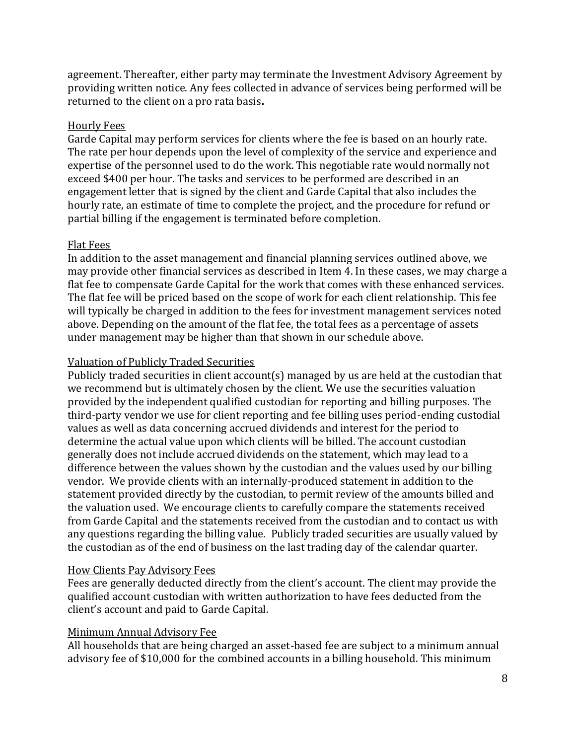agreement. Thereafter, either party may terminate the Investment Advisory Agreement by providing written notice. Any fees collected in advance of services being performed will be returned to the client on a pro rata basis**.**

### Hourly Fees

Garde Capital may perform services for clients where the fee is based on an hourly rate. The rate per hour depends upon the level of complexity of the service and experience and expertise of the personnel used to do the work. This negotiable rate would normally not exceed $400 per hour. The tasks and services to be performed are described in an engagement letter that is signed by the client and Garde Capital that also includes the hourly rate, an estimate of time to complete the project, and the procedure for refund or partial billing if the engagement is terminated before completion.

### Flat Fees

In addition to the asset management and financial planning services outlined above, we may provide other financial services as described in Item 4. In these cases, we may charge a flat fee to compensate Garde Capital for the work that comes with these enhanced services. The flat fee will be priced based on the scope of work for each client relationship. This fee will typically be charged in addition to the fees for investment management services noted above. Depending on the amount of the flat fee, the total fees as a percentage of assets under management may be higher than that shown in our schedule above.

### Valuation of Publicly Traded Securities

Publicly traded securities in client account(s) managed by us are held at the custodian that we recommend but is ultimately chosen by the client. We use the securities valuation provided by the independent qualified custodian for reporting and billing purposes. The third-party vendor we use for client reporting and fee billing uses period-ending custodial values as well as data concerning accrued dividends and interest for the period to determine the actual value upon which clients will be billed. The account custodian generally does not include accrued dividends on the statement, which may lead to a difference between the values shown by the custodian and the values used by our billing vendor. We provide clients with an internally-produced statement in addition to the statement provided directly by the custodian, to permit review of the amounts billed and the valuation used. We encourage clients to carefully compare the statements received from Garde Capital and the statements received from the custodian and to contact us with any questions regarding the billing value. Publicly traded securities are usually valued by the custodian as of the end of business on the last trading day of the calendar quarter.

### How Clients Pay Advisory Fees

Fees are generally deducted directly from the client's account. The client may provide the qualified account custodian with written authorization to have fees deducted from the client's account and paid to Garde Capital.

### Minimum Annual Advisory Fee

All households that are being charged an asset-based fee are subject to a minimum annual advisory fee of $10,000 for the combined accounts in a billing household. This minimum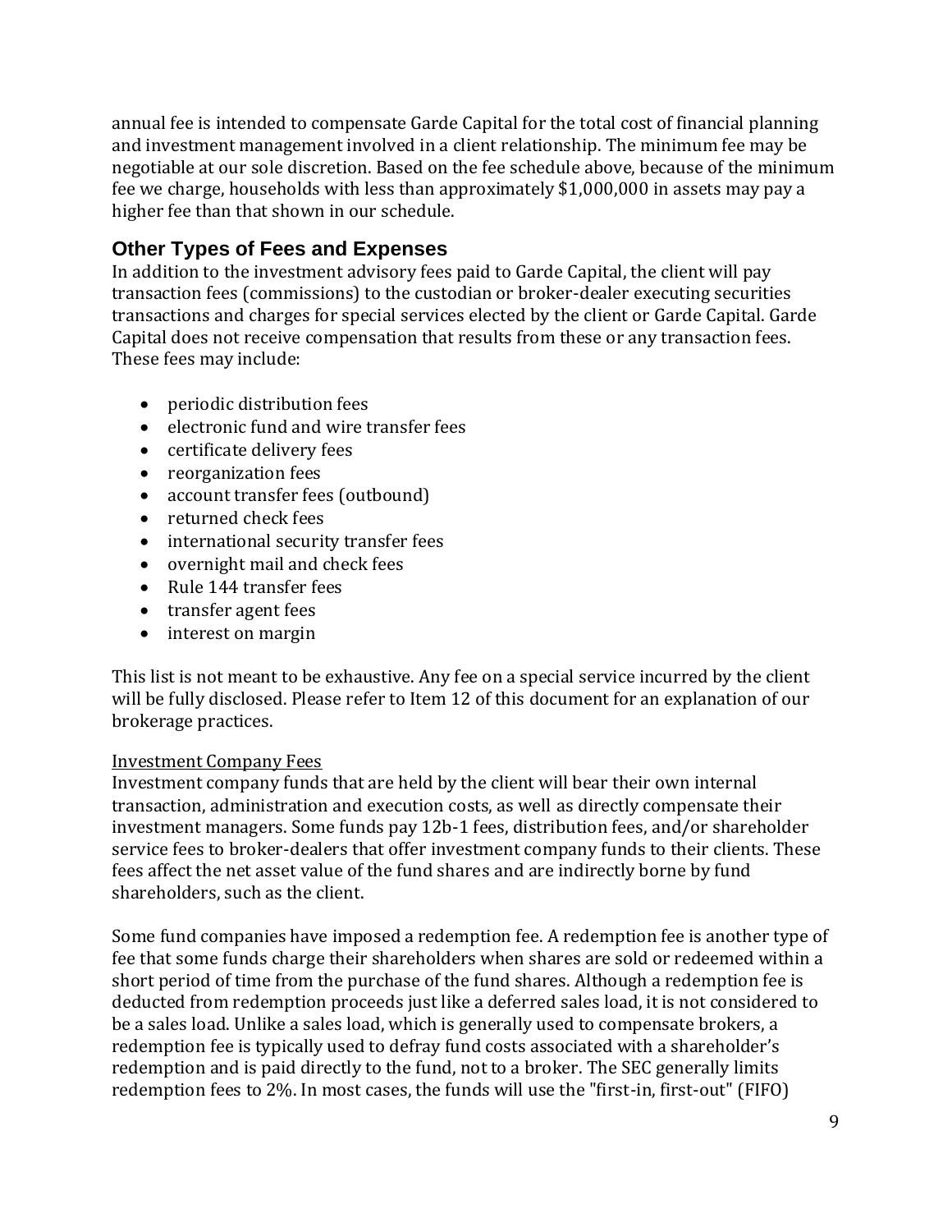annual fee is intended to compensate Garde Capital for the total cost of financial planning and investment management involved in a client relationship. The minimum fee may be negotiable at our sole discretion. Based on the fee schedule above, because of the minimum fee we charge, households with less than approximately $1,000,000 in assets may pay a higher fee than that shown in our schedule.

## Other Types of Fees and Expenses

In addition to the investment advisory fees paid to Garde Capital, the client will pay transaction fees (commissions) to the custodian or broker-dealer executing securities transactions and charges for special services elected by the client or Garde Capital. Garde Capital does not receive compensation that results from these or any transaction fees. These fees may include:

- periodic distribution fees
- electronic fund and wire transfer fees
- certificate delivery fees
- reorganization fees
- account transfer fees (outbound)
- returned check fees
- international security transfer fees
- overnight mail and check fees
- Rule 144 transfer fees
- transfer agent fees
- interest on margin

This list is not meant to be exhaustive. Any fee on a special service incurred by the client will be fully disclosed. Please refer to Item 12 of this document for an explanation of our brokerage practices.

<u>Investment Company Fees</u>

Investment company funds that are held by the client will bear their own internal transaction, administration and execution costs, as well as directly compensate their investment managers. Some funds pay 12b-1 fees, distribution fees, and/or shareholder service fees to broker-dealers that offer investment company funds to their clients. These fees affect the net asset value of the fund shares and are indirectly borne by fund shareholders, such as the client.

Some fund companies have imposed a redemption fee. A redemption fee is another type of fee that some funds charge their shareholders when shares are sold or redeemed within a short period of time from the purchase of the fund shares. Although a redemption fee is deducted from redemption proceeds just like a deferred sales load, it is not considered to be a sales load. Unlike a sales load, which is generally used to compensate brokers, a redemption fee is typically used to defray fund costs associated with a shareholder's redemption and is paid directly to the fund, not to a broker. The SEC generally limits redemption fees to 2%. In most cases, the funds will use the "first-in, first-out" (FIFO)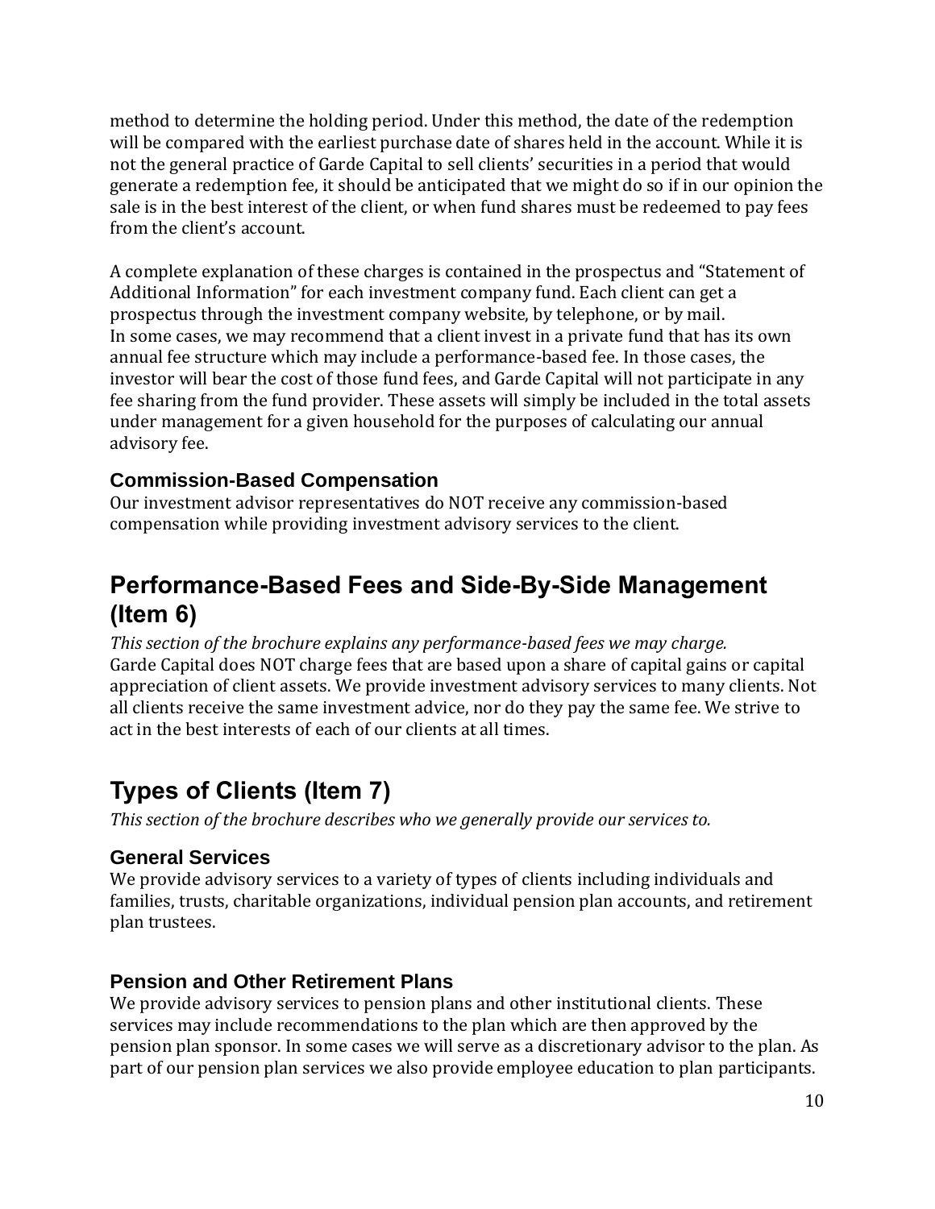method to determine the holding period. Under this method, the date of the redemption will be compared with the earliest purchase date of shares held in the account. While it is not the general practice of Garde Capital to sell clients' securities in a period that would generate a redemption fee, it should be anticipated that we might do so if in our opinion the sale is in the best interest of the client, or when fund shares must be redeemed to pay fees from the client's account.

A complete explanation of these charges is contained in the prospectus and "Statement of Additional Information" for each investment company fund. Each client can get a prospectus through the investment company website, by telephone, or by mail.
In some cases, we may recommend that a client invest in a private fund that has its own annual fee structure which may include a performance-based fee. In those cases, the investor will bear the cost of those fund fees, and Garde Capital will not participate in any fee sharing from the fund provider. These assets will simply be included in the total assets under management for a given household for the purposes of calculating our annual advisory fee.

### Commission-Based Compensation

Our investment advisor representatives do NOT receive any commission-based compensation while providing investment advisory services to the client.

## Performance-Based Fees and Side-By-Side Management (Item 6)

*This section of the brochure explains any performance-based fees we may charge.*
Garde Capital does NOT charge fees that are based upon a share of capital gains or capital appreciation of client assets. We provide investment advisory services to many clients. Not all clients receive the same investment advice, nor do they pay the same fee. We strive to act in the best interests of each of our clients at all times.

## Types of Clients (Item 7)

*This section of the brochure describes who we generally provide our services to.*

### General Services

We provide advisory services to a variety of types of clients including individuals and families, trusts, charitable organizations, individual pension plan accounts, and retirement plan trustees.

### Pension and Other Retirement Plans

We provide advisory services to pension plans and other institutional clients. These services may include recommendations to the plan which are then approved by the pension plan sponsor. In some cases we will serve as a discretionary advisor to the plan. As part of our pension plan services we also provide employee education to plan participants.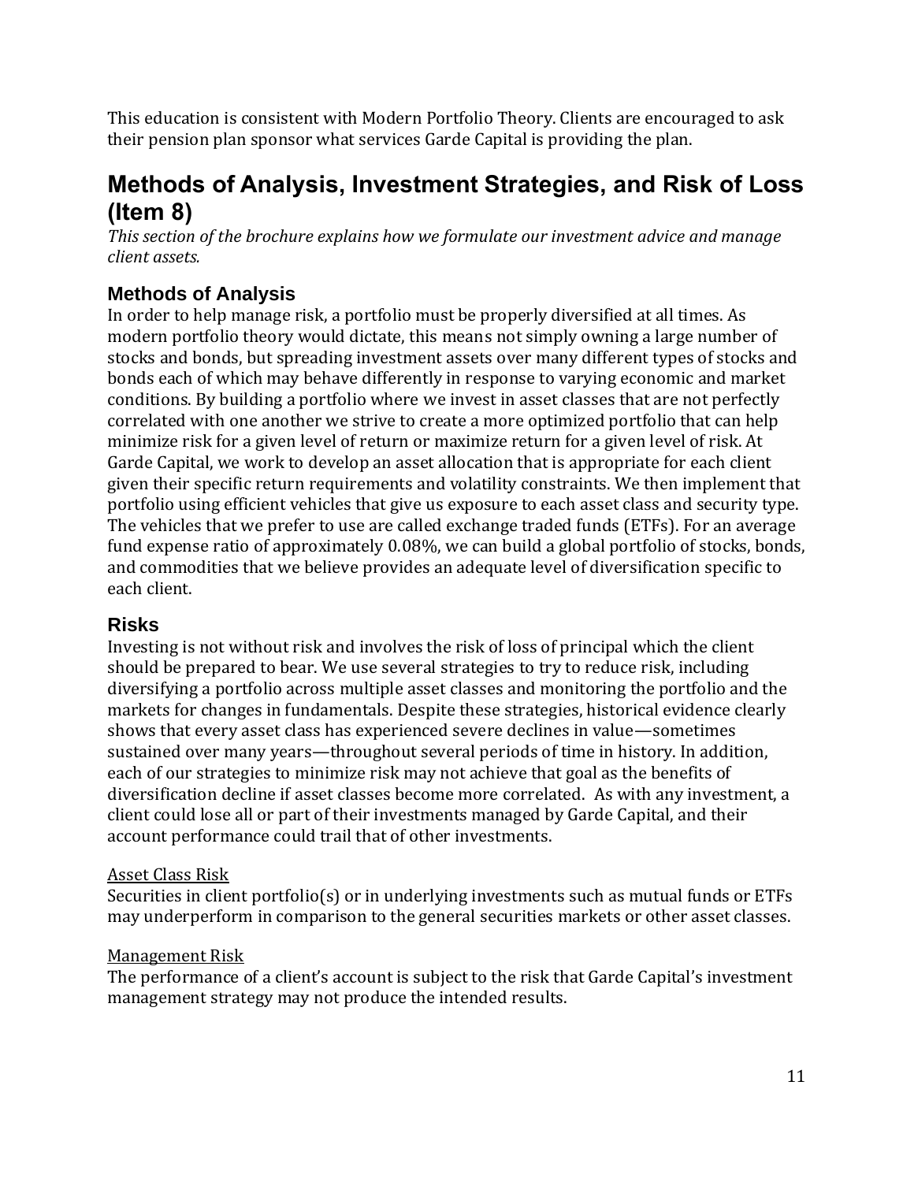This education is consistent with Modern Portfolio Theory. Clients are encouraged to ask their pension plan sponsor what services Garde Capital is providing the plan.

## Methods of Analysis, Investment Strategies, and Risk of Loss (Item 8)

*This section of the brochure explains how we formulate our investment advice and manage client assets.*

### Methods of Analysis

In order to help manage risk, a portfolio must be properly diversified at all times. As modern portfolio theory would dictate, this means not simply owning a large number of stocks and bonds, but spreading investment assets over many different types of stocks and bonds each of which may behave differently in response to varying economic and market conditions. By building a portfolio where we invest in asset classes that are not perfectly correlated with one another we strive to create a more optimized portfolio that can help minimize risk for a given level of return or maximize return for a given level of risk. At Garde Capital, we work to develop an asset allocation that is appropriate for each client given their specific return requirements and volatility constraints. We then implement that portfolio using efficient vehicles that give us exposure to each asset class and security type. The vehicles that we prefer to use are called exchange traded funds (ETFs). For an average fund expense ratio of approximately 0.08%, we can build a global portfolio of stocks, bonds, and commodities that we believe provides an adequate level of diversification specific to each client.

### Risks

Investing is not without risk and involves the risk of loss of principal which the client should be prepared to bear. We use several strategies to try to reduce risk, including diversifying a portfolio across multiple asset classes and monitoring the portfolio and the markets for changes in fundamentals. Despite these strategies, historical evidence clearly shows that every asset class has experienced severe declines in value—sometimes sustained over many years—throughout several periods of time in history. In addition, each of our strategies to minimize risk may not achieve that goal as the benefits of diversification decline if asset classes become more correlated. As with any investment, a client could lose all or part of their investments managed by Garde Capital, and their account performance could trail that of other investments.

Asset Class Risk

Securities in client portfolio(s) or in underlying investments such as mutual funds or ETFs may underperform in comparison to the general securities markets or other asset classes.

Management Risk

The performance of a client's account is subject to the risk that Garde Capital's investment management strategy may not produce the intended results.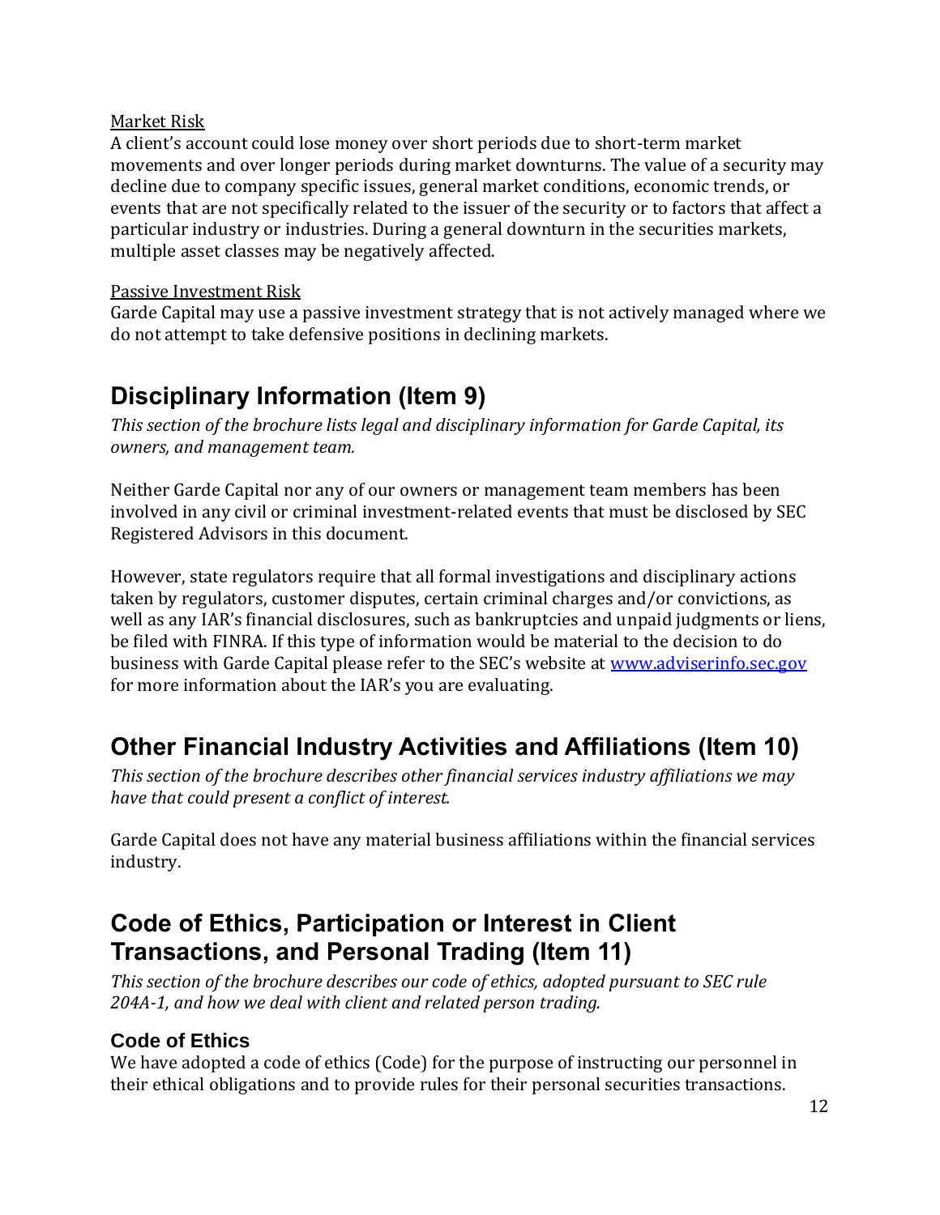Market Risk
A client's account could lose money over short periods due to short-term market movements and over longer periods during market downturns. The value of a security may decline due to company specific issues, general market conditions, economic trends, or events that are not specifically related to the issuer of the security or to factors that affect a particular industry or industries. During a general downturn in the securities markets, multiple asset classes may be negatively affected.

Passive Investment Risk
Garde Capital may use a passive investment strategy that is not actively managed where we do not attempt to take defensive positions in declining markets.

## Disciplinary Information (Item 9)

*This section of the brochure lists legal and disciplinary information for Garde Capital, its owners, and management team.*

Neither Garde Capital nor any of our owners or management team members has been involved in any civil or criminal investment-related events that must be disclosed by SEC Registered Advisors in this document.

However, state regulators require that all formal investigations and disciplinary actions taken by regulators, customer disputes, certain criminal charges and/or convictions, as well as any IAR's financial disclosures, such as bankruptcies and unpaid judgments or liens, be filed with FINRA. If this type of information would be material to the decision to do business with Garde Capital please refer to the SEC's website at [www.adviserinfo.sec.gov](http://www.adviserinfo.sec.gov) for more information about the IAR's you are evaluating.

## Other Financial Industry Activities and Affiliations (Item 10)

*This section of the brochure describes other financial services industry affiliations we may have that could present a conflict of interest.*

Garde Capital does not have any material business affiliations within the financial services industry.

## Code of Ethics, Participation or Interest in Client Transactions, and Personal Trading (Item 11)

*This section of the brochure describes our code of ethics, adopted pursuant to SEC rule 204A-1, and how we deal with client and related person trading.*

### Code of Ethics

We have adopted a code of ethics (Code) for the purpose of instructing our personnel in their ethical obligations and to provide rules for their personal securities transactions.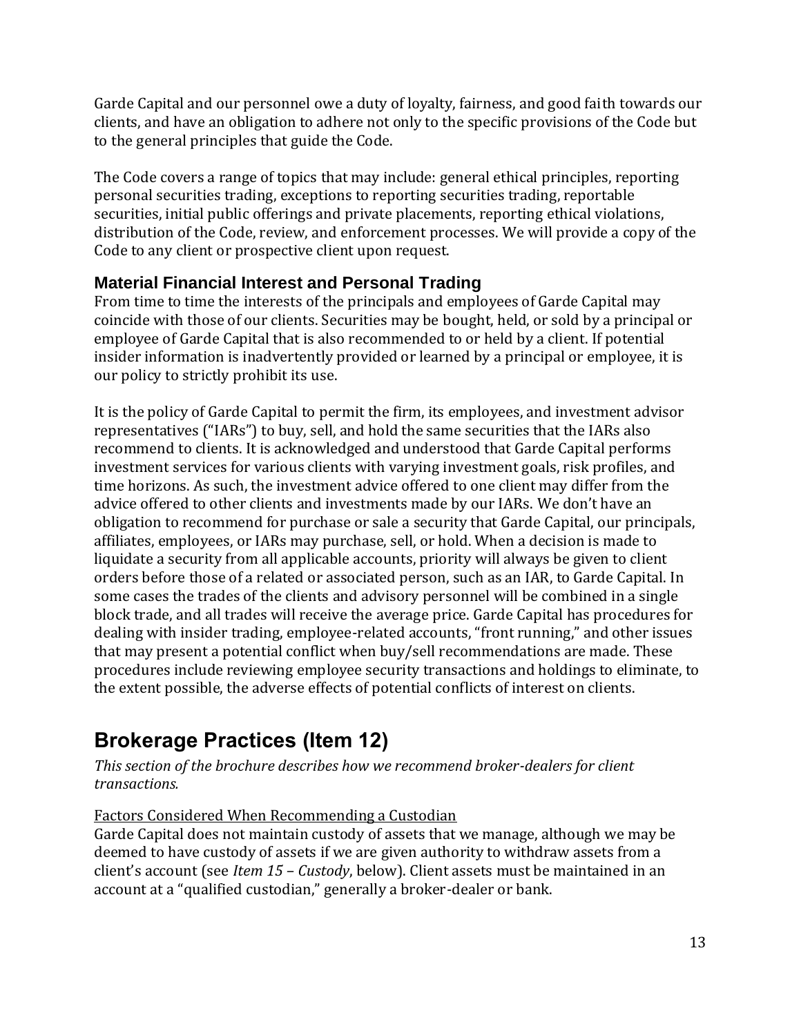Garde Capital and our personnel owe a duty of loyalty, fairness, and good faith towards our clients, and have an obligation to adhere not only to the specific provisions of the Code but to the general principles that guide the Code.

The Code covers a range of topics that may include: general ethical principles, reporting personal securities trading, exceptions to reporting securities trading, reportable securities, initial public offerings and private placements, reporting ethical violations, distribution of the Code, review, and enforcement processes. We will provide a copy of the Code to any client or prospective client upon request.

### Material Financial Interest and Personal Trading

From time to time the interests of the principals and employees of Garde Capital may coincide with those of our clients. Securities may be bought, held, or sold by a principal or employee of Garde Capital that is also recommended to or held by a client. If potential insider information is inadvertently provided or learned by a principal or employee, it is our policy to strictly prohibit its use.

It is the policy of Garde Capital to permit the firm, its employees, and investment advisor representatives ("IARs") to buy, sell, and hold the same securities that the IARs also recommend to clients. It is acknowledged and understood that Garde Capital performs investment services for various clients with varying investment goals, risk profiles, and time horizons. As such, the investment advice offered to one client may differ from the advice offered to other clients and investments made by our IARs. We don't have an obligation to recommend for purchase or sale a security that Garde Capital, our principals, affiliates, employees, or IARs may purchase, sell, or hold. When a decision is made to liquidate a security from all applicable accounts, priority will always be given to client orders before those of a related or associated person, such as an IAR, to Garde Capital. In some cases the trades of the clients and advisory personnel will be combined in a single block trade, and all trades will receive the average price. Garde Capital has procedures for dealing with insider trading, employee-related accounts, "front running," and other issues that may present a potential conflict when buy/sell recommendations are made. These procedures include reviewing employee security transactions and holdings to eliminate, to the extent possible, the adverse effects of potential conflicts of interest on clients.

## Brokerage Practices (Item 12)

*This section of the brochure describes how we recommend broker-dealers for client transactions.*

<u>Factors Considered When Recommending a Custodian</u>

Garde Capital does not maintain custody of assets that we manage, although we may be deemed to have custody of assets if we are given authority to withdraw assets from a client's account (see *Item 15 – Custody*, below). Client assets must be maintained in an account at a "qualified custodian," generally a broker-dealer or bank.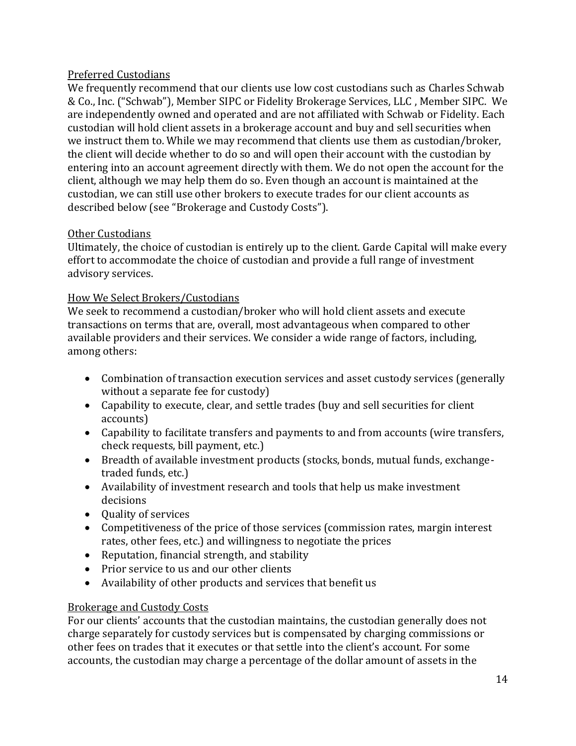### Preferred Custodians

We frequently recommend that our clients use low cost custodians such as Charles Schwab & Co., Inc. ("Schwab"), Member SIPC or Fidelity Brokerage Services, LLC , Member SIPC. We are independently owned and operated and are not affiliated with Schwab or Fidelity. Each custodian will hold client assets in a brokerage account and buy and sell securities when we instruct them to. While we may recommend that clients use them as custodian/broker, the client will decide whether to do so and will open their account with the custodian by entering into an account agreement directly with them. We do not open the account for the client, although we may help them do so. Even though an account is maintained at the custodian, we can still use other brokers to execute trades for our client accounts as described below (see "Brokerage and Custody Costs").

### Other Custodians

Ultimately, the choice of custodian is entirely up to the client. Garde Capital will make every effort to accommodate the choice of custodian and provide a full range of investment advisory services.

### How We Select Brokers/Custodians

We seek to recommend a custodian/broker who will hold client assets and execute transactions on terms that are, overall, most advantageous when compared to other available providers and their services. We consider a wide range of factors, including, among others:

- Combination of transaction execution services and asset custody services (generally without a separate fee for custody)
- Capability to execute, clear, and settle trades (buy and sell securities for client accounts)
- Capability to facilitate transfers and payments to and from accounts (wire transfers, check requests, bill payment, etc.)
- Breadth of available investment products (stocks, bonds, mutual funds, exchange-traded funds, etc.)
- Availability of investment research and tools that help us make investment decisions
- Quality of services
- Competitiveness of the price of those services (commission rates, margin interest rates, other fees, etc.) and willingness to negotiate the prices
- Reputation, financial strength, and stability
- Prior service to us and our other clients
- Availability of other products and services that benefit us

### Brokerage and Custody Costs

For our clients' accounts that the custodian maintains, the custodian generally does not charge separately for custody services but is compensated by charging commissions or other fees on trades that it executes or that settle into the client's account. For some accounts, the custodian may charge a percentage of the dollar amount of assets in the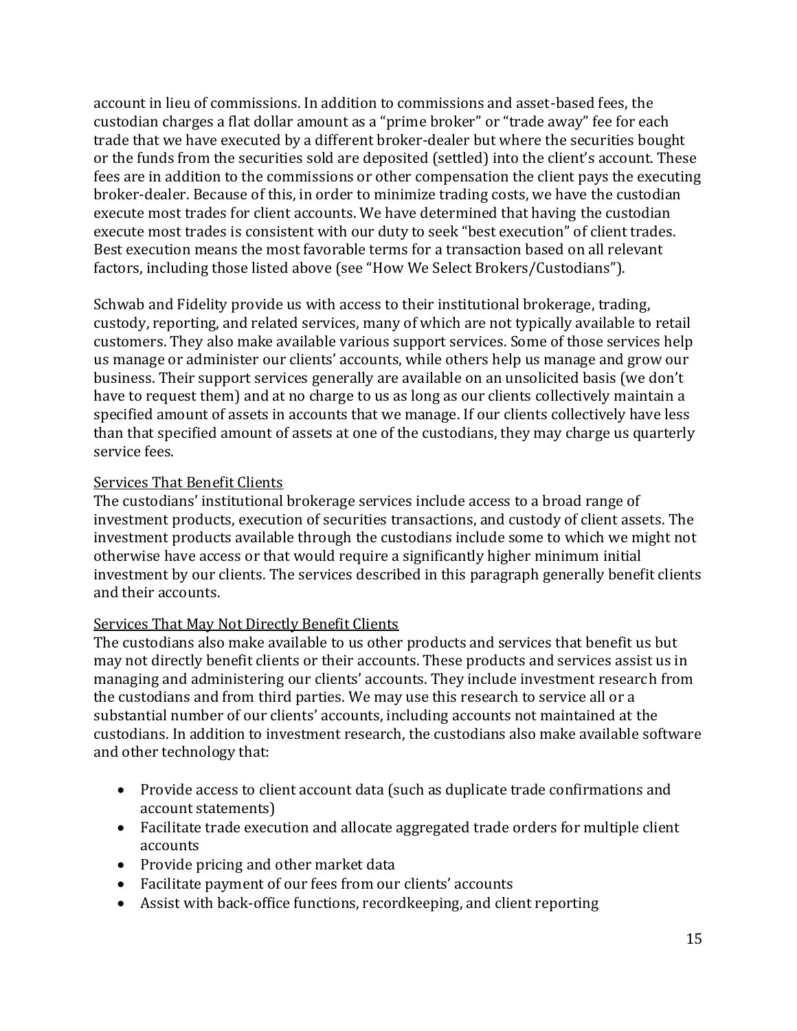account in lieu of commissions. In addition to commissions and asset-based fees, the custodian charges a flat dollar amount as a "prime broker" or "trade away" fee for each trade that we have executed by a different broker-dealer but where the securities bought or the funds from the securities sold are deposited (settled) into the client's account. These fees are in addition to the commissions or other compensation the client pays the executing broker-dealer. Because of this, in order to minimize trading costs, we have the custodian execute most trades for client accounts. We have determined that having the custodian execute most trades is consistent with our duty to seek "best execution" of client trades. Best execution means the most favorable terms for a transaction based on all relevant factors, including those listed above (see "How We Select Brokers/Custodians").

Schwab and Fidelity provide us with access to their institutional brokerage, trading, custody, reporting, and related services, many of which are not typically available to retail customers. They also make available various support services. Some of those services help us manage or administer our clients' accounts, while others help us manage and grow our business. Their support services generally are available on an unsolicited basis (we don't have to request them) and at no charge to us as long as our clients collectively maintain a specified amount of assets in accounts that we manage. If our clients collectively have less than that specified amount of assets at one of the custodians, they may charge us quarterly service fees.

<u>Services That Benefit Clients</u>

The custodians' institutional brokerage services include access to a broad range of investment products, execution of securities transactions, and custody of client assets. The investment products available through the custodians include some to which we might not otherwise have access or that would require a significantly higher minimum initial investment by our clients. The services described in this paragraph generally benefit clients and their accounts.

<u>Services That May Not Directly Benefit Clients</u>

The custodians also make available to us other products and services that benefit us but may not directly benefit clients or their accounts. These products and services assist us in managing and administering our clients' accounts. They include investment research from the custodians and from third parties. We may use this research to service all or a substantial number of our clients' accounts, including accounts not maintained at the custodians. In addition to investment research, the custodians also make available software and other technology that:

- Provide access to client account data (such as duplicate trade confirmations and account statements)
- Facilitate trade execution and allocate aggregated trade orders for multiple client accounts
- Provide pricing and other market data
- Facilitate payment of our fees from our clients' accounts
- Assist with back-office functions, recordkeeping, and client reporting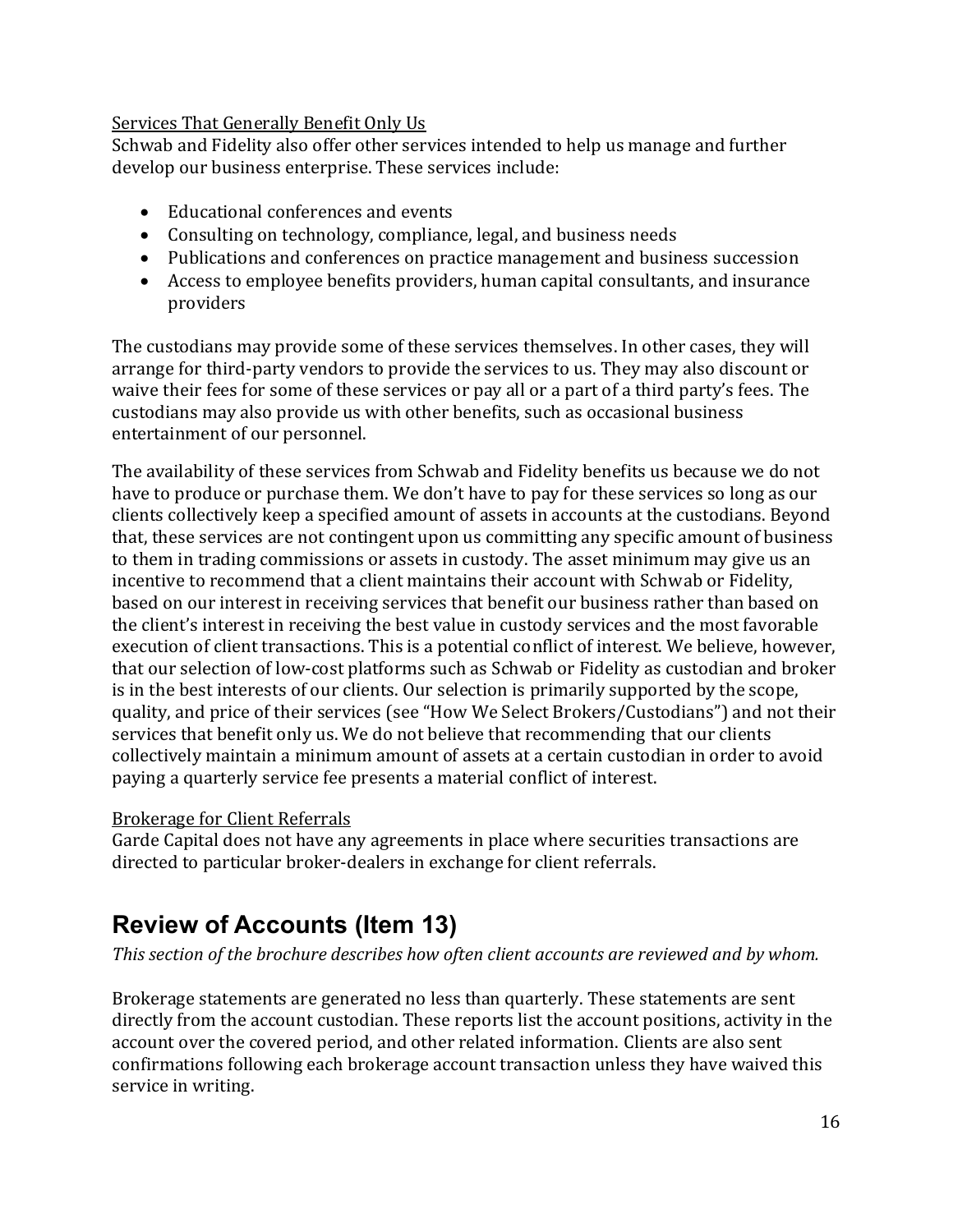Services That Generally Benefit Only Us

Schwab and Fidelity also offer other services intended to help us manage and further develop our business enterprise. These services include:

- Educational conferences and events
- Consulting on technology, compliance, legal, and business needs
- Publications and conferences on practice management and business succession
- Access to employee benefits providers, human capital consultants, and insurance providers

The custodians may provide some of these services themselves. In other cases, they will arrange for third-party vendors to provide the services to us. They may also discount or waive their fees for some of these services or pay all or a part of a third party's fees. The custodians may also provide us with other benefits, such as occasional business entertainment of our personnel.

The availability of these services from Schwab and Fidelity benefits us because we do not have to produce or purchase them. We don't have to pay for these services so long as our clients collectively keep a specified amount of assets in accounts at the custodians. Beyond that, these services are not contingent upon us committing any specific amount of business to them in trading commissions or assets in custody. The asset minimum may give us an incentive to recommend that a client maintains their account with Schwab or Fidelity, based on our interest in receiving services that benefit our business rather than based on the client's interest in receiving the best value in custody services and the most favorable execution of client transactions. This is a potential conflict of interest. We believe, however, that our selection of low-cost platforms such as Schwab or Fidelity as custodian and broker is in the best interests of our clients. Our selection is primarily supported by the scope, quality, and price of their services (see "How We Select Brokers/Custodians") and not their services that benefit only us. We do not believe that recommending that our clients collectively maintain a minimum amount of assets at a certain custodian in order to avoid paying a quarterly service fee presents a material conflict of interest.

Brokerage for Client Referrals

Garde Capital does not have any agreements in place where securities transactions are directed to particular broker-dealers in exchange for client referrals.

## Review of Accounts (Item 13)

*This section of the brochure describes how often client accounts are reviewed and by whom.*

Brokerage statements are generated no less than quarterly. These statements are sent directly from the account custodian. These reports list the account positions, activity in the account over the covered period, and other related information. Clients are also sent confirmations following each brokerage account transaction unless they have waived this service in writing.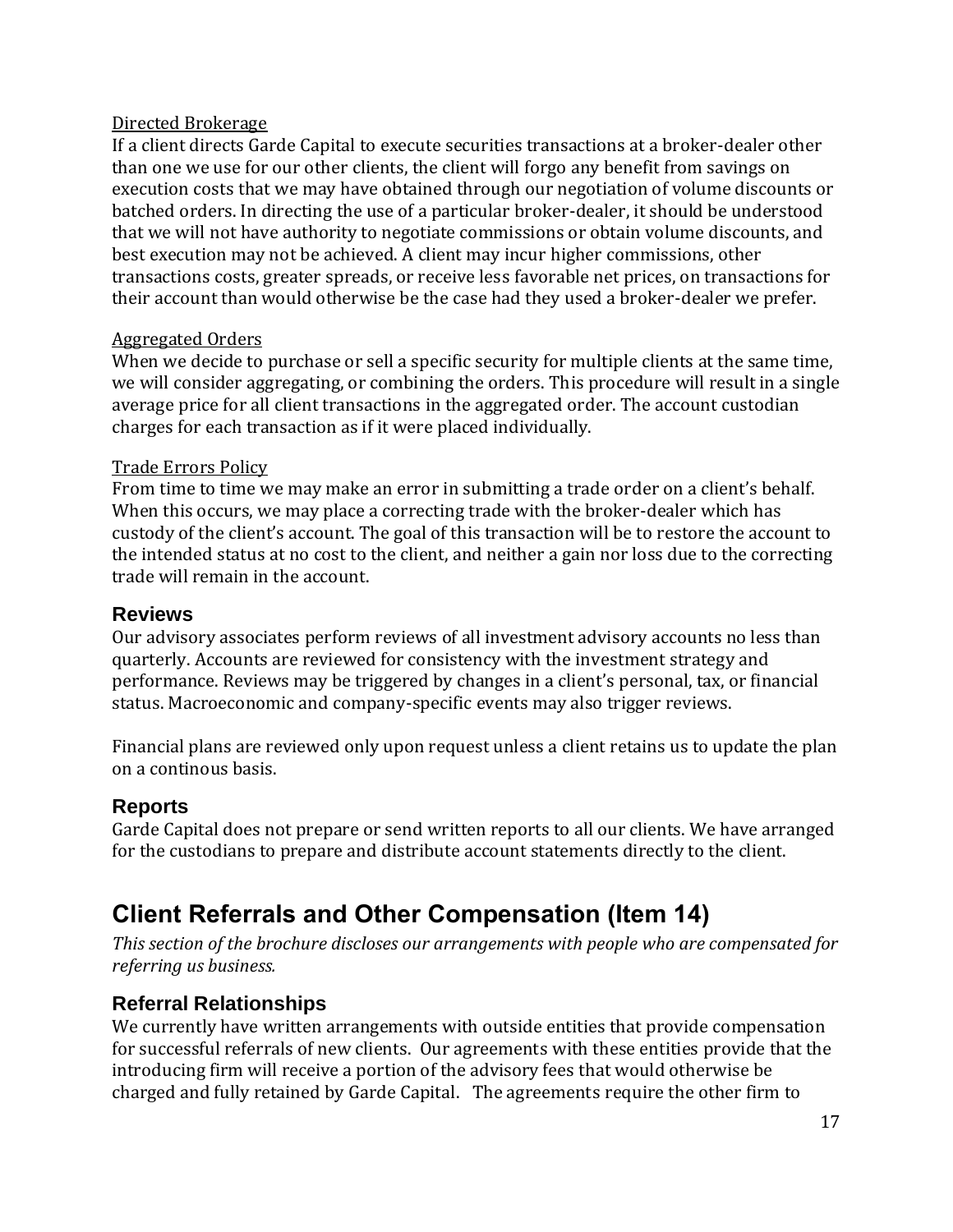Directed Brokerage

If a client directs Garde Capital to execute securities transactions at a broker-dealer other than one we use for our other clients, the client will forgo any benefit from savings on execution costs that we may have obtained through our negotiation of volume discounts or batched orders. In directing the use of a particular broker-dealer, it should be understood that we will not have authority to negotiate commissions or obtain volume discounts, and best execution may not be achieved. A client may incur higher commissions, other transactions costs, greater spreads, or receive less favorable net prices, on transactions for their account than would otherwise be the case had they used a broker-dealer we prefer.

Aggregated Orders

When we decide to purchase or sell a specific security for multiple clients at the same time, we will consider aggregating, or combining the orders. This procedure will result in a single average price for all client transactions in the aggregated order. The account custodian charges for each transaction as if it were placed individually.

Trade Errors Policy

From time to time we may make an error in submitting a trade order on a client's behalf. When this occurs, we may place a correcting trade with the broker-dealer which has custody of the client's account. The goal of this transaction will be to restore the account to the intended status at no cost to the client, and neither a gain nor loss due to the correcting trade will remain in the account.

### Reviews

Our advisory associates perform reviews of all investment advisory accounts no less than quarterly. Accounts are reviewed for consistency with the investment strategy and performance. Reviews may be triggered by changes in a client's personal, tax, or financial status. Macroeconomic and company-specific events may also trigger reviews.

Financial plans are reviewed only upon request unless a client retains us to update the plan on a continous basis.

### Reports

Garde Capital does not prepare or send written reports to all our clients. We have arranged for the custodians to prepare and distribute account statements directly to the client.

## Client Referrals and Other Compensation (Item 14)

*This section of the brochure discloses our arrangements with people who are compensated for referring us business.*

### Referral Relationships

We currently have written arrangements with outside entities that provide compensation for successful referrals of new clients. Our agreements with these entities provide that the introducing firm will receive a portion of the advisory fees that would otherwise be charged and fully retained by Garde Capital. The agreements require the other firm to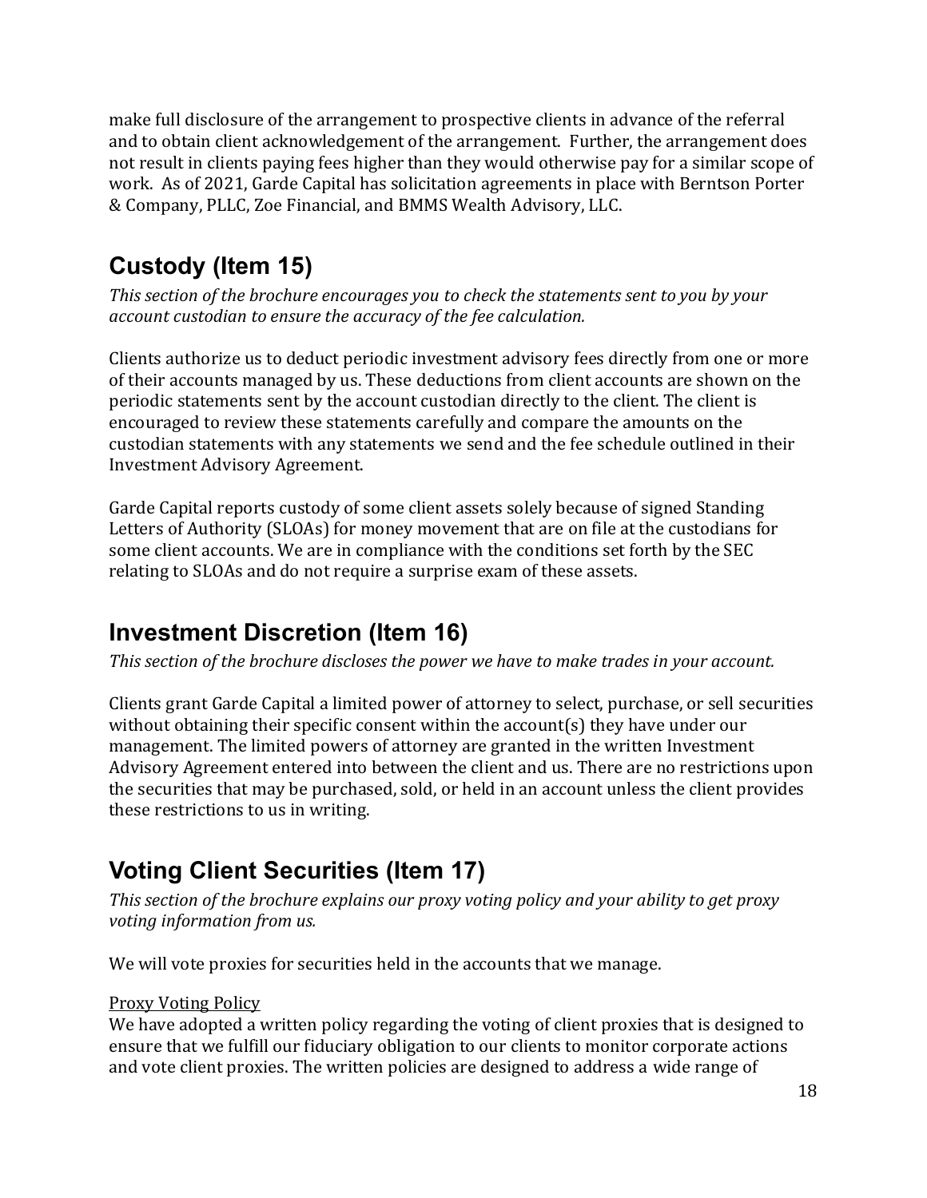make full disclosure of the arrangement to prospective clients in advance of the referral and to obtain client acknowledgement of the arrangement. Further, the arrangement does not result in clients paying fees higher than they would otherwise pay for a similar scope of work. As of 2021, Garde Capital has solicitation agreements in place with Berntson Porter & Company, PLLC, Zoe Financial, and BMMS Wealth Advisory, LLC.

## Custody (Item 15)

*This section of the brochure encourages you to check the statements sent to you by your account custodian to ensure the accuracy of the fee calculation.*

Clients authorize us to deduct periodic investment advisory fees directly from one or more of their accounts managed by us. These deductions from client accounts are shown on the periodic statements sent by the account custodian directly to the client. The client is encouraged to review these statements carefully and compare the amounts on the custodian statements with any statements we send and the fee schedule outlined in their Investment Advisory Agreement.

Garde Capital reports custody of some client assets solely because of signed Standing Letters of Authority (SLOAs) for money movement that are on file at the custodians for some client accounts. We are in compliance with the conditions set forth by the SEC relating to SLOAs and do not require a surprise exam of these assets.

## Investment Discretion (Item 16)

*This section of the brochure discloses the power we have to make trades in your account.*

Clients grant Garde Capital a limited power of attorney to select, purchase, or sell securities without obtaining their specific consent within the account(s) they have under our management. The limited powers of attorney are granted in the written Investment Advisory Agreement entered into between the client and us. There are no restrictions upon the securities that may be purchased, sold, or held in an account unless the client provides these restrictions to us in writing.

## Voting Client Securities (Item 17)

*This section of the brochure explains our proxy voting policy and your ability to get proxy voting information from us.*

We will vote proxies for securities held in the accounts that we manage.

<u>Proxy Voting Policy</u>
We have adopted a written policy regarding the voting of client proxies that is designed to ensure that we fulfill our fiduciary obligation to our clients to monitor corporate actions and vote client proxies. The written policies are designed to address a wide range of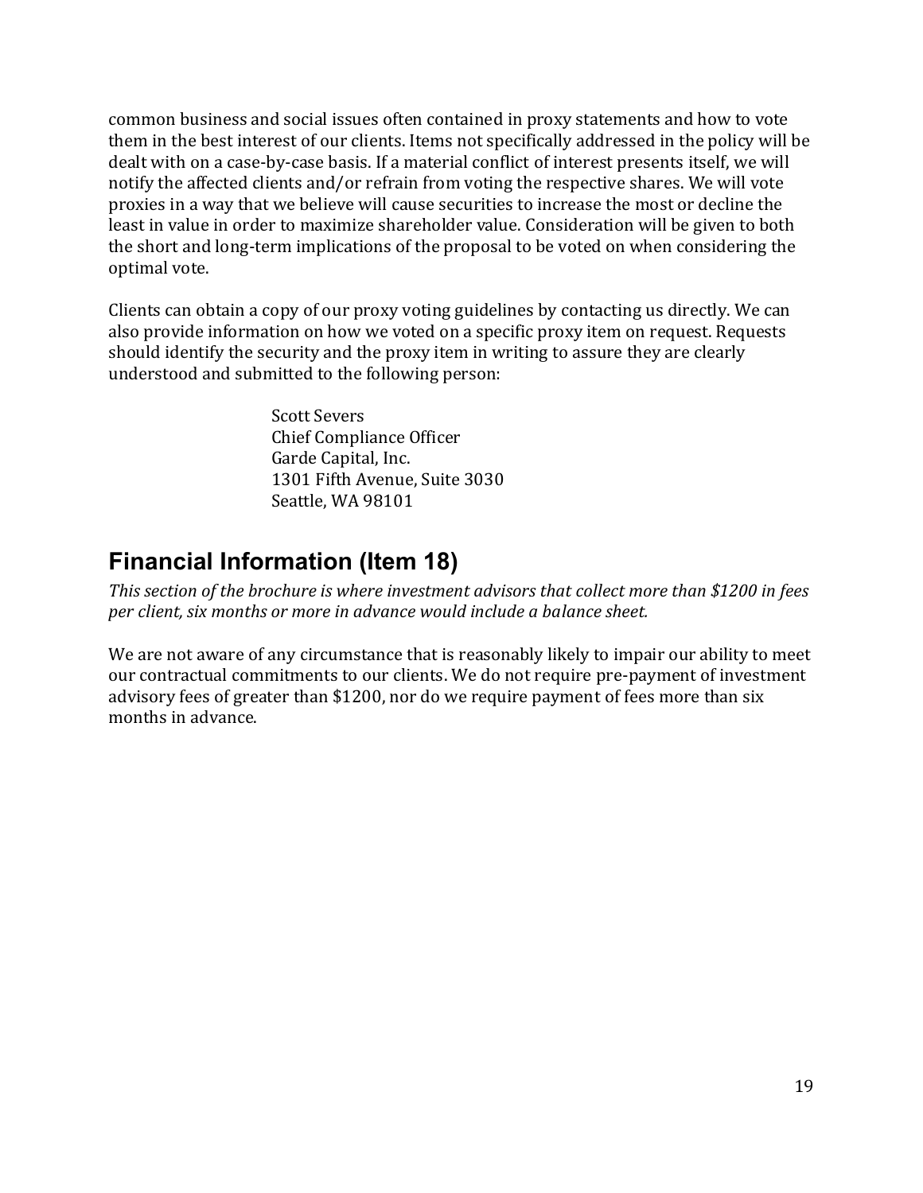common business and social issues often contained in proxy statements and how to vote them in the best interest of our clients. Items not specifically addressed in the policy will be dealt with on a case-by-case basis. If a material conflict of interest presents itself, we will notify the affected clients and/or refrain from voting the respective shares. We will vote proxies in a way that we believe will cause securities to increase the most or decline the least in value in order to maximize shareholder value. Consideration will be given to both the short and long-term implications of the proposal to be voted on when considering the optimal vote.

Clients can obtain a copy of our proxy voting guidelines by contacting us directly. We can also provide information on how we voted on a specific proxy item on request. Requests should identify the security and the proxy item in writing to assure they are clearly understood and submitted to the following person:

> Scott Severs
> Chief Compliance Officer
> Garde Capital, Inc.
> 1301 Fifth Avenue, Suite 3030
> Seattle, WA 98101

## Financial Information (Item 18)

*This section of the brochure is where investment advisors that collect more than $1200 in fees per client, six months or more in advance would include a balance sheet.*

We are not aware of any circumstance that is reasonably likely to impair our ability to meet our contractual commitments to our clients. We do not require pre-payment of investment advisory fees of greater than $1200, nor do we require payment of fees more than six months in advance.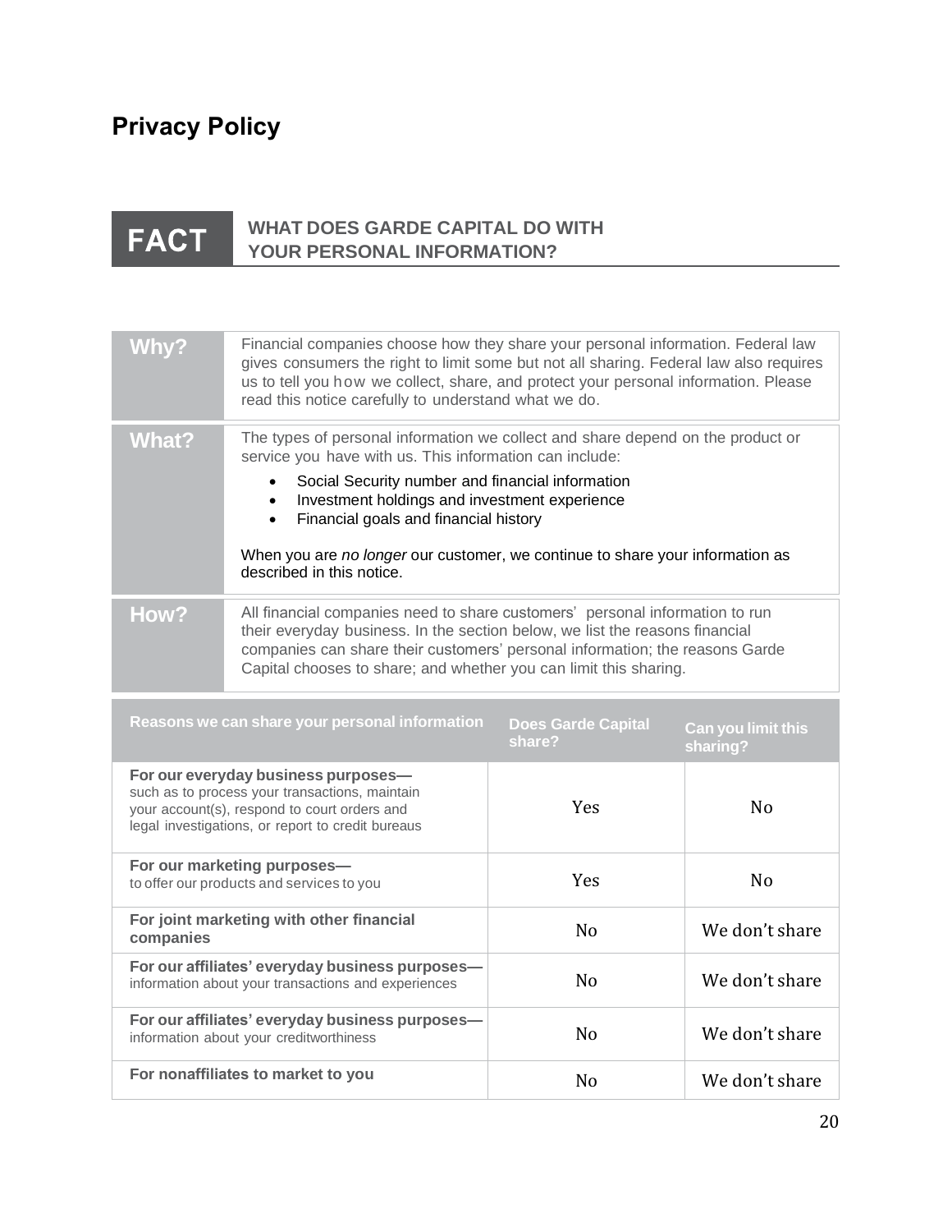# Privacy Policy

## FACT — WHAT DOES GARDE CAPITAL DO WITH YOUR PERSONAL INFORMATION?

| | |
|---|---|
| **Why?** | Financial companies choose how they share your personal information. Federal law gives consumers the right to limit some but not all sharing. Federal law also requires us to tell you how we collect, share, and protect your personal information. Please read this notice carefully to understand what we do. |
| **What?** | The types of personal information we collect and share depend on the product or service you have with us. This information can include:<br>• Social Security number and financial information<br>• Investment holdings and investment experience<br>• Financial goals and financial history<br><br>When you are *no longer* our customer, we continue to share your information as described in this notice. |
| **How?** | All financial companies need to share customers' personal information to run their everyday business. In the section below, we list the reasons financial companies can share their customers' personal information; the reasons Garde Capital chooses to share; and whether you can limit this sharing. |

| Reasons we can share your personal information | Does Garde Capital share? | Can you limit this sharing? |
|---|---|---|
| **For our everyday business purposes—** such as to process your transactions, maintain your account(s), respond to court orders and legal investigations, or report to credit bureaus | Yes | No |
| **For our marketing purposes—** to offer our products and services to you | Yes | No |
| **For joint marketing with other financial companies** | No | We don't share |
| **For our affiliates' everyday business purposes—** information about your transactions and experiences | No | We don't share |
| **For our affiliates' everyday business purposes—** information about your creditworthiness | No | We don't share |
| **For nonaffiliates to market to you** | No | We don't share |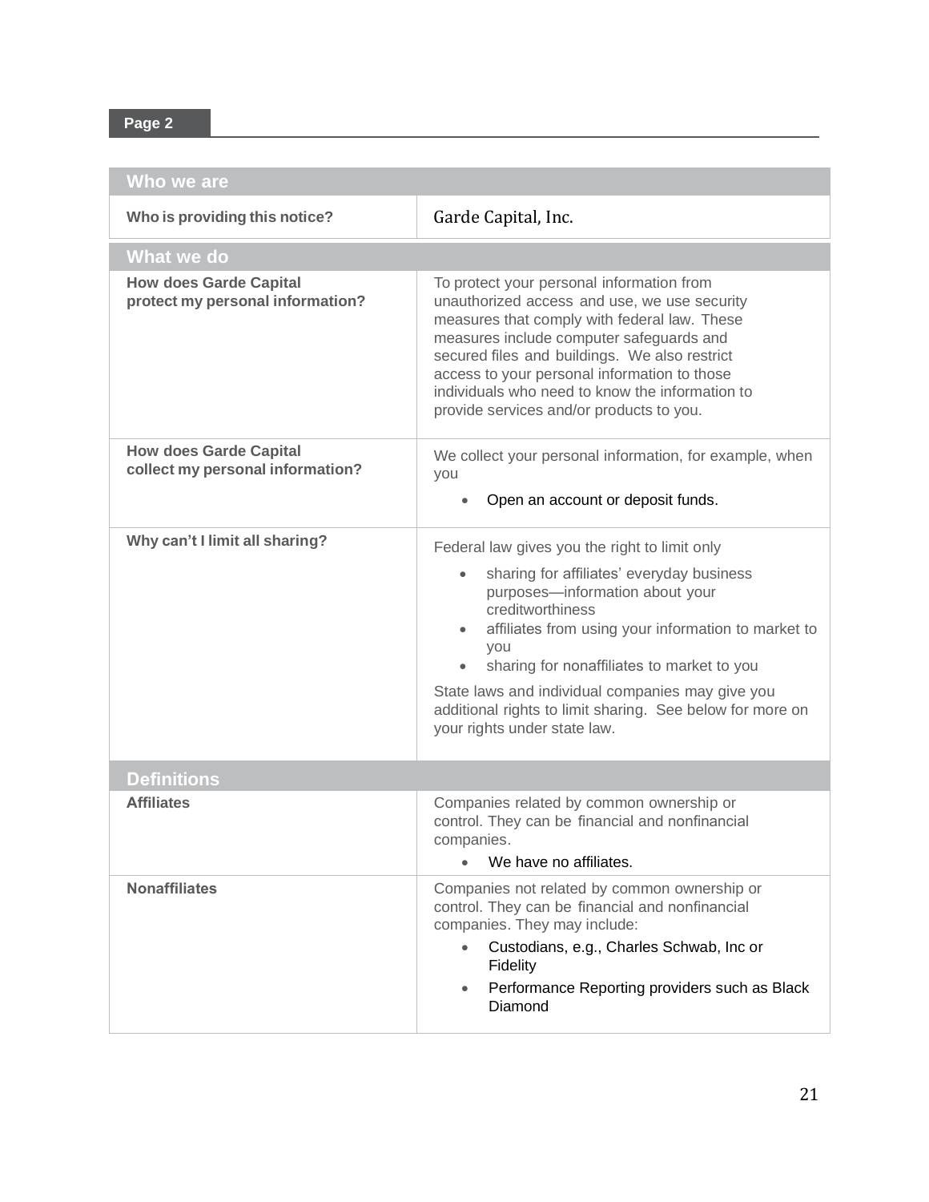**Page 2**

| Who we are | |
|---|---|
| **Who is providing this notice?** | Garde Capital, Inc. |

| What we do | |
|---|---|
| **How does Garde Capital protect my personal information?** | To protect your personal information from unauthorized access and use, we use security measures that comply with federal law. These measures include computer safeguards and secured files and buildings. We also restrict access to your personal information to those individuals who need to know the information to provide services and/or products to you. |
| **How does Garde Capital collect my personal information?** | We collect your personal information, for example, when you<br>• Open an account or deposit funds. |
| **Why can't I limit all sharing?** | Federal law gives you the right to limit only<br>• sharing for affiliates' everyday business purposes—information about your creditworthiness<br>• affiliates from using your information to market to you<br>• sharing for nonaffiliates to market to you<br>State laws and individual companies may give you additional rights to limit sharing. See below for more on your rights under state law. |

| Definitions | |
|---|---|
| **Affiliates** | Companies related by common ownership or control. They can be financial and nonfinancial companies.<br>• We have no affiliates. |
| **Nonaffiliates** | Companies not related by common ownership or control. They can be financial and nonfinancial companies. They may include:<br>• Custodians, e.g., Charles Schwab, Inc or Fidelity<br>• Performance Reporting providers such as Black Diamond |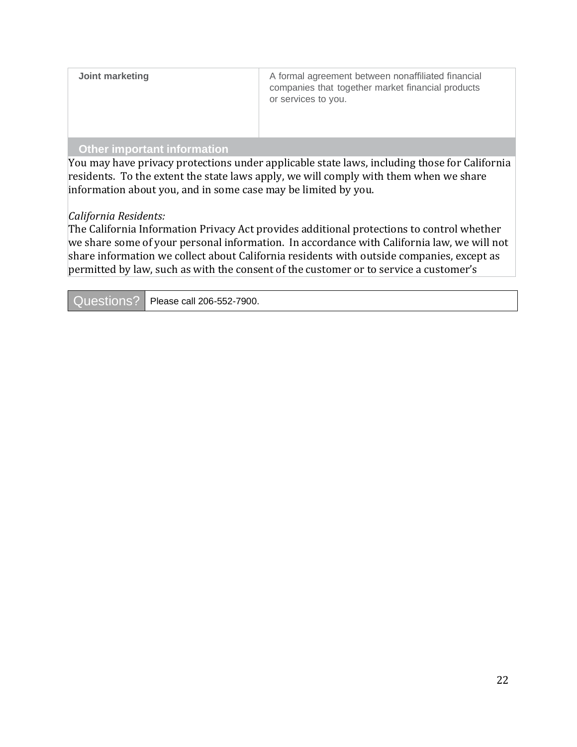| Joint marketing | A formal agreement between nonaffiliated financial companies that together market financial products or services to you. |
| --- | --- |

## Other important information

You may have privacy protections under applicable state laws, including those for California residents. To the extent the state laws apply, we will comply with them when we share information about you, and in some case may be limited by you.

*California Residents:*

The California Information Privacy Act provides additional protections to control whether we share some of your personal information. In accordance with California law, we will not share information we collect about California residents with outside companies, except as permitted by law, such as with the consent of the customer or to service a customer's

| Questions? | Please call 206-552-7900. |
| --- | --- |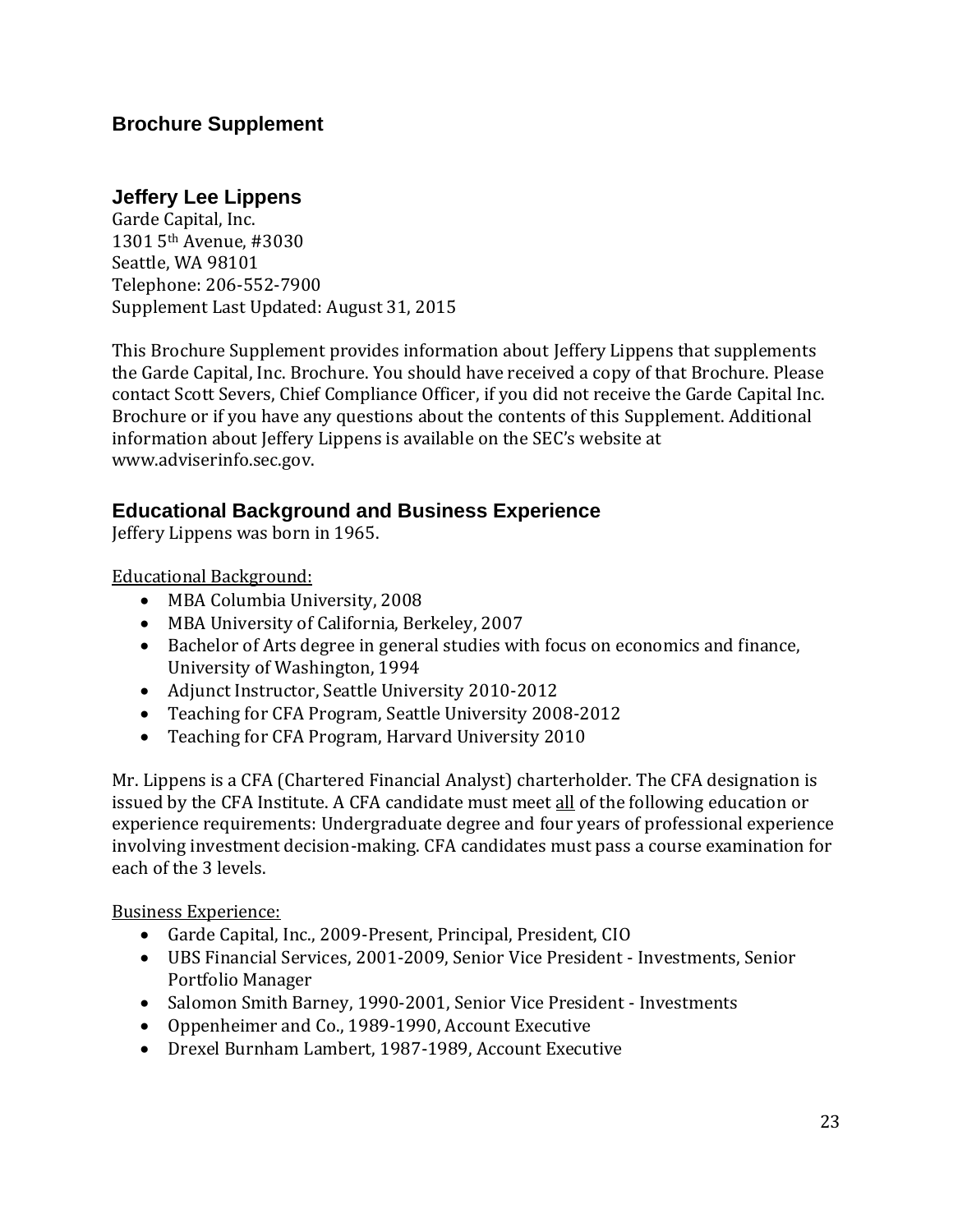## Brochure Supplement

### Jeffery Lee Lippens

Garde Capital, Inc.
1301 5th Avenue, #3030
Seattle, WA 98101
Telephone: 206-552-7900
Supplement Last Updated: August 31, 2015

This Brochure Supplement provides information about Jeffery Lippens that supplements the Garde Capital, Inc. Brochure. You should have received a copy of that Brochure. Please contact Scott Severs, Chief Compliance Officer, if you did not receive the Garde Capital Inc. Brochure or if you have any questions about the contents of this Supplement. Additional information about Jeffery Lippens is available on the SEC's website at www.adviserinfo.sec.gov.

### Educational Background and Business Experience

Jeffery Lippens was born in 1965.

Educational Background:

- MBA Columbia University, 2008
- MBA University of California, Berkeley, 2007
- Bachelor of Arts degree in general studies with focus on economics and finance, University of Washington, 1994
- Adjunct Instructor, Seattle University 2010-2012
- Teaching for CFA Program, Seattle University 2008-2012
- Teaching for CFA Program, Harvard University 2010

Mr. Lippens is a CFA (Chartered Financial Analyst) charterholder. The CFA designation is issued by the CFA Institute. A CFA candidate must meet all of the following education or experience requirements: Undergraduate degree and four years of professional experience involving investment decision-making. CFA candidates must pass a course examination for each of the 3 levels.

Business Experience:

- Garde Capital, Inc., 2009-Present, Principal, President, CIO
- UBS Financial Services, 2001-2009, Senior Vice President - Investments, Senior Portfolio Manager
- Salomon Smith Barney, 1990-2001, Senior Vice President - Investments
- Oppenheimer and Co., 1989-1990, Account Executive
- Drexel Burnham Lambert, 1987-1989, Account Executive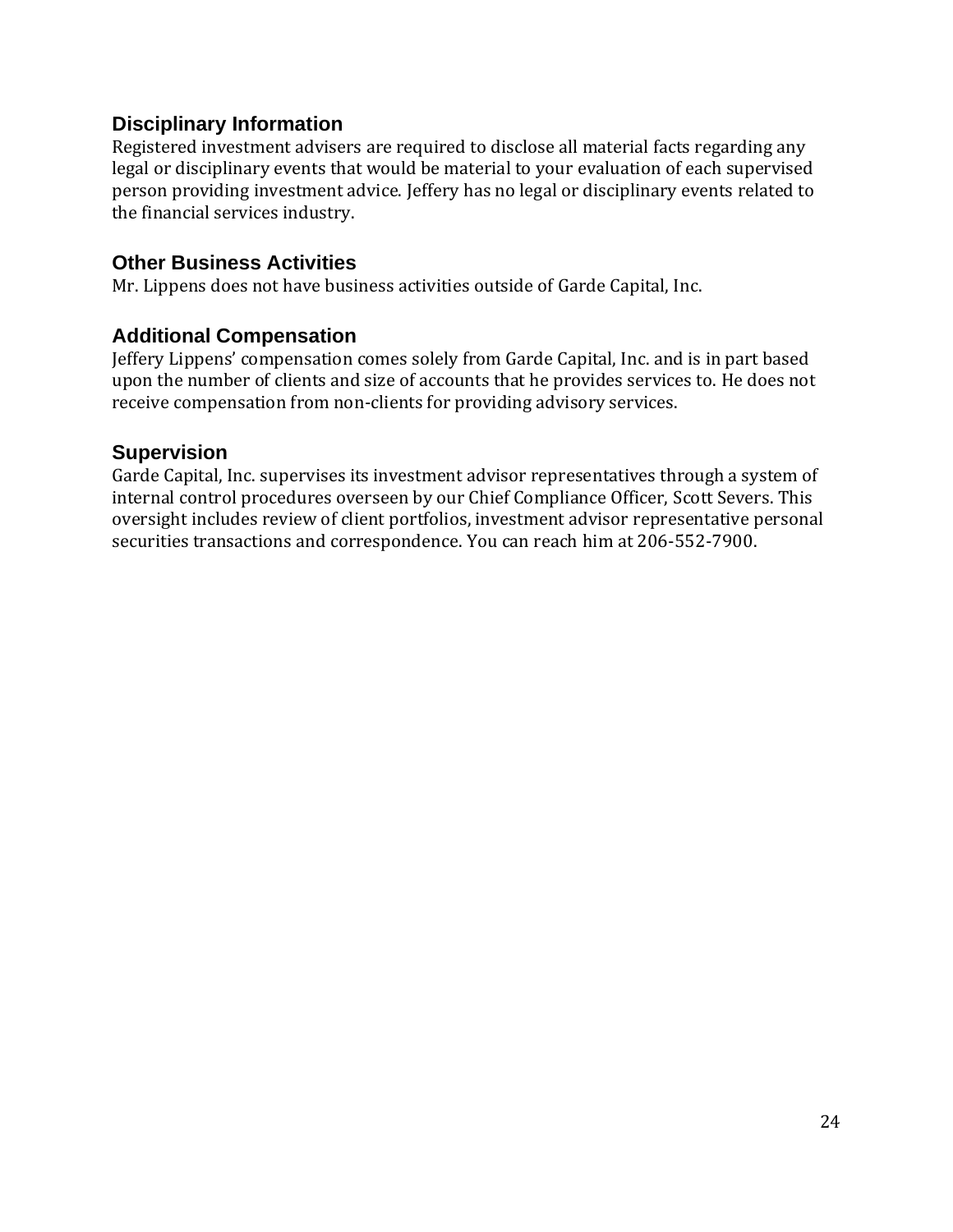## Disciplinary Information

Registered investment advisers are required to disclose all material facts regarding any legal or disciplinary events that would be material to your evaluation of each supervised person providing investment advice. Jeffery has no legal or disciplinary events related to the financial services industry.

## Other Business Activities

Mr. Lippens does not have business activities outside of Garde Capital, Inc.

## Additional Compensation

Jeffery Lippens' compensation comes solely from Garde Capital, Inc. and is in part based upon the number of clients and size of accounts that he provides services to. He does not receive compensation from non-clients for providing advisory services.

## Supervision

Garde Capital, Inc. supervises its investment advisor representatives through a system of internal control procedures overseen by our Chief Compliance Officer, Scott Severs. This oversight includes review of client portfolios, investment advisor representative personal securities transactions and correspondence. You can reach him at 206-552-7900.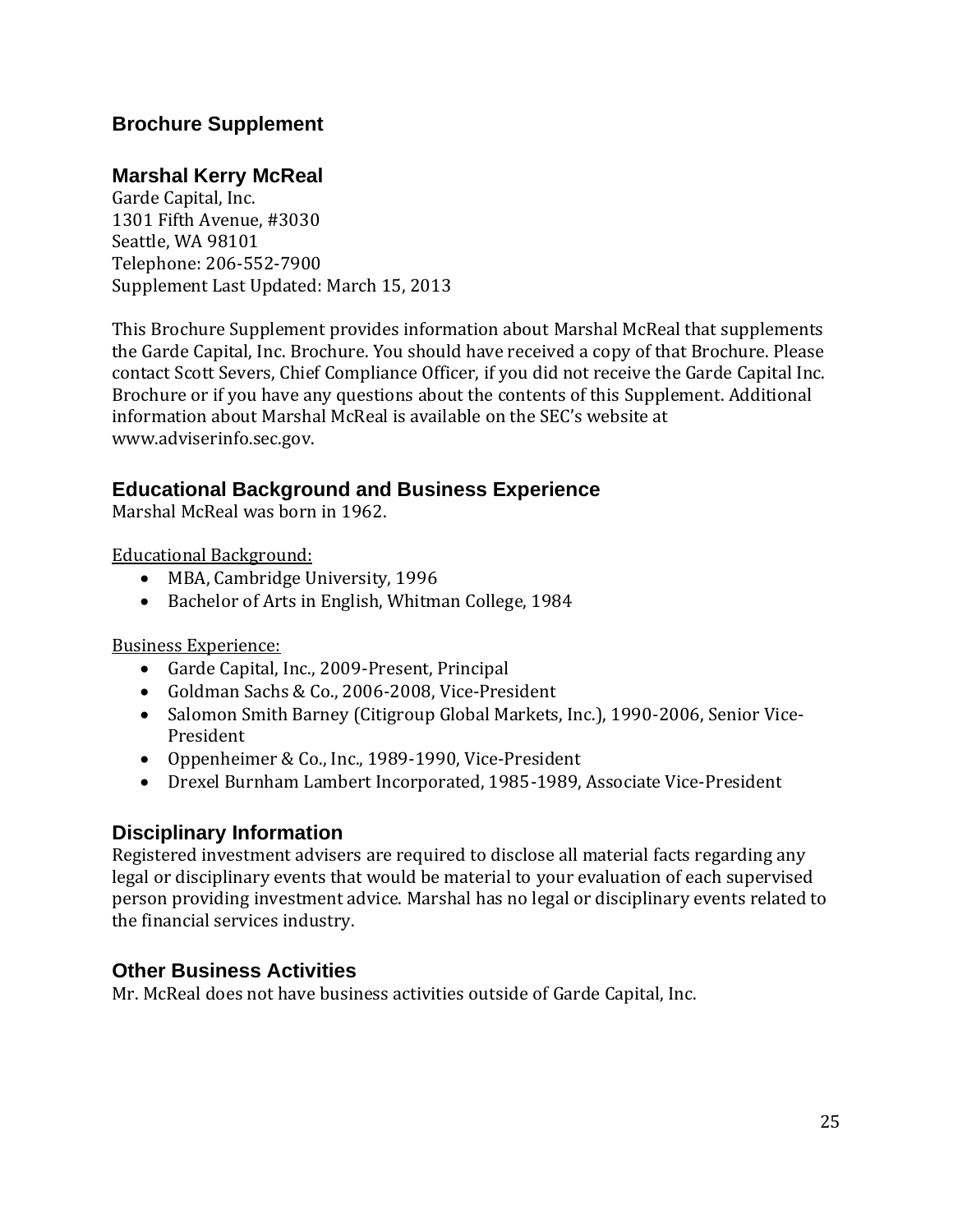## Brochure Supplement

### Marshal Kerry McReal

Garde Capital, Inc.
1301 Fifth Avenue, #3030
Seattle, WA 98101
Telephone: 206-552-7900
Supplement Last Updated: March 15, 2013

This Brochure Supplement provides information about Marshal McReal that supplements the Garde Capital, Inc. Brochure. You should have received a copy of that Brochure. Please contact Scott Severs, Chief Compliance Officer, if you did not receive the Garde Capital Inc. Brochure or if you have any questions about the contents of this Supplement. Additional information about Marshal McReal is available on the SEC's website at www.adviserinfo.sec.gov.

### Educational Background and Business Experience

Marshal McReal was born in 1962.

<u>Educational Background:</u>

- MBA, Cambridge University, 1996
- Bachelor of Arts in English, Whitman College, 1984

<u>Business Experience:</u>

- Garde Capital, Inc., 2009-Present, Principal
- Goldman Sachs & Co., 2006-2008, Vice-President
- Salomon Smith Barney (Citigroup Global Markets, Inc.), 1990-2006, Senior Vice-President
- Oppenheimer & Co., Inc., 1989-1990, Vice-President
- Drexel Burnham Lambert Incorporated, 1985-1989, Associate Vice-President

### Disciplinary Information

Registered investment advisers are required to disclose all material facts regarding any legal or disciplinary events that would be material to your evaluation of each supervised person providing investment advice. Marshal has no legal or disciplinary events related to the financial services industry.

### Other Business Activities

Mr. McReal does not have business activities outside of Garde Capital, Inc.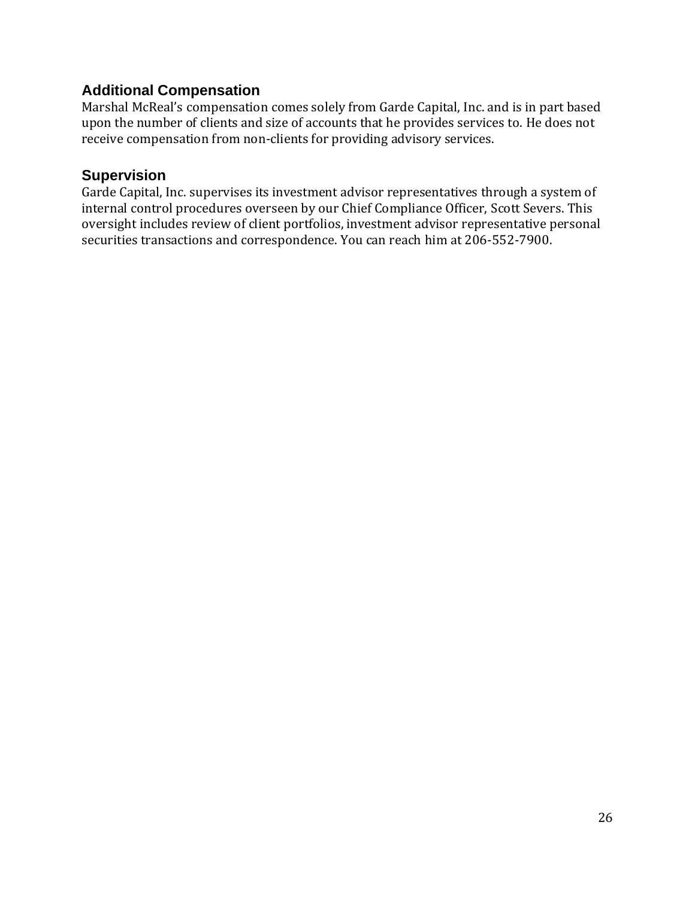## Additional Compensation

Marshal McReal's compensation comes solely from Garde Capital, Inc. and is in part based upon the number of clients and size of accounts that he provides services to. He does not receive compensation from non-clients for providing advisory services.

## Supervision

Garde Capital, Inc. supervises its investment advisor representatives through a system of internal control procedures overseen by our Chief Compliance Officer, Scott Severs. This oversight includes review of client portfolios, investment advisor representative personal securities transactions and correspondence. You can reach him at 206-552-7900.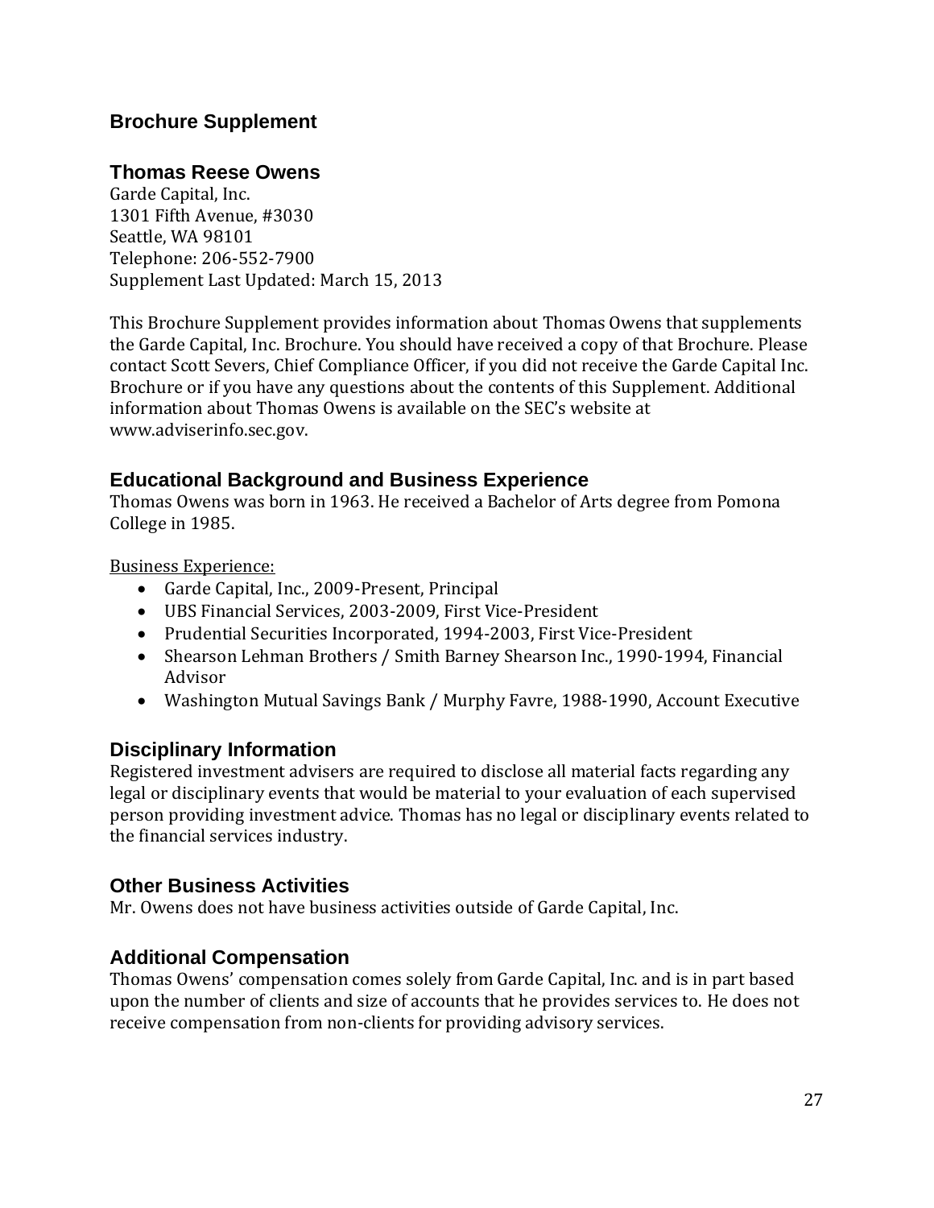## Brochure Supplement

## Thomas Reese Owens

Garde Capital, Inc.
1301 Fifth Avenue, #3030
Seattle, WA 98101
Telephone: 206-552-7900
Supplement Last Updated: March 15, 2013

This Brochure Supplement provides information about Thomas Owens that supplements the Garde Capital, Inc. Brochure. You should have received a copy of that Brochure. Please contact Scott Severs, Chief Compliance Officer, if you did not receive the Garde Capital Inc. Brochure or if you have any questions about the contents of this Supplement. Additional information about Thomas Owens is available on the SEC's website at www.adviserinfo.sec.gov.

## Educational Background and Business Experience

Thomas Owens was born in 1963. He received a Bachelor of Arts degree from Pomona College in 1985.

Business Experience:

- Garde Capital, Inc., 2009-Present, Principal
- UBS Financial Services, 2003-2009, First Vice-President
- Prudential Securities Incorporated, 1994-2003, First Vice-President
- Shearson Lehman Brothers / Smith Barney Shearson Inc., 1990-1994, Financial Advisor
- Washington Mutual Savings Bank / Murphy Favre, 1988-1990, Account Executive

## Disciplinary Information

Registered investment advisers are required to disclose all material facts regarding any legal or disciplinary events that would be material to your evaluation of each supervised person providing investment advice. Thomas has no legal or disciplinary events related to the financial services industry.

## Other Business Activities

Mr. Owens does not have business activities outside of Garde Capital, Inc.

## Additional Compensation

Thomas Owens' compensation comes solely from Garde Capital, Inc. and is in part based upon the number of clients and size of accounts that he provides services to. He does not receive compensation from non-clients for providing advisory services.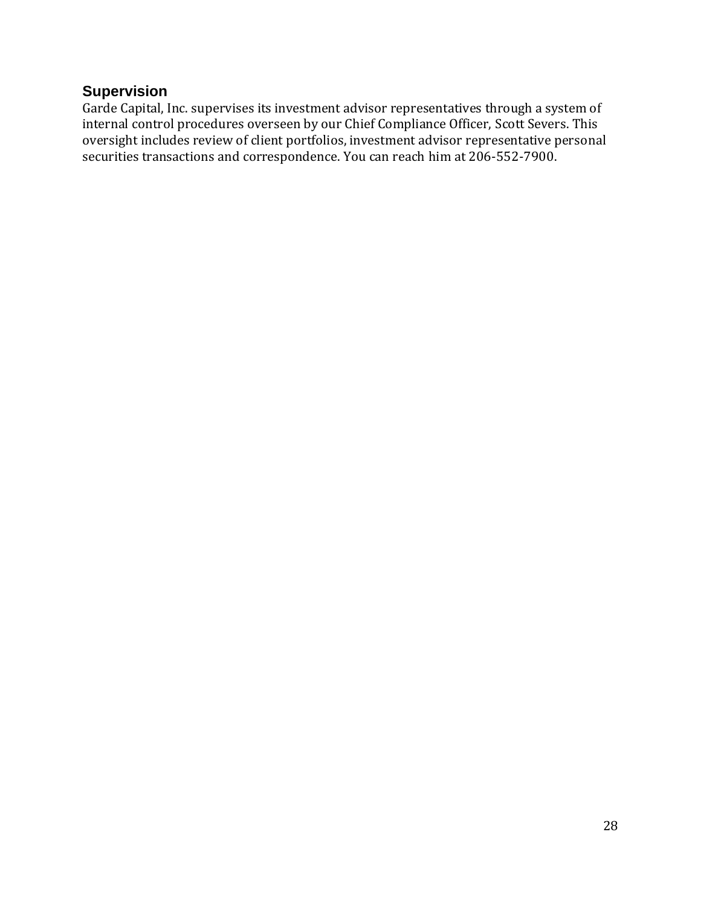## Supervision

Garde Capital, Inc. supervises its investment advisor representatives through a system of internal control procedures overseen by our Chief Compliance Officer, Scott Severs. This oversight includes review of client portfolios, investment advisor representative personal securities transactions and correspondence. You can reach him at 206-552-7900.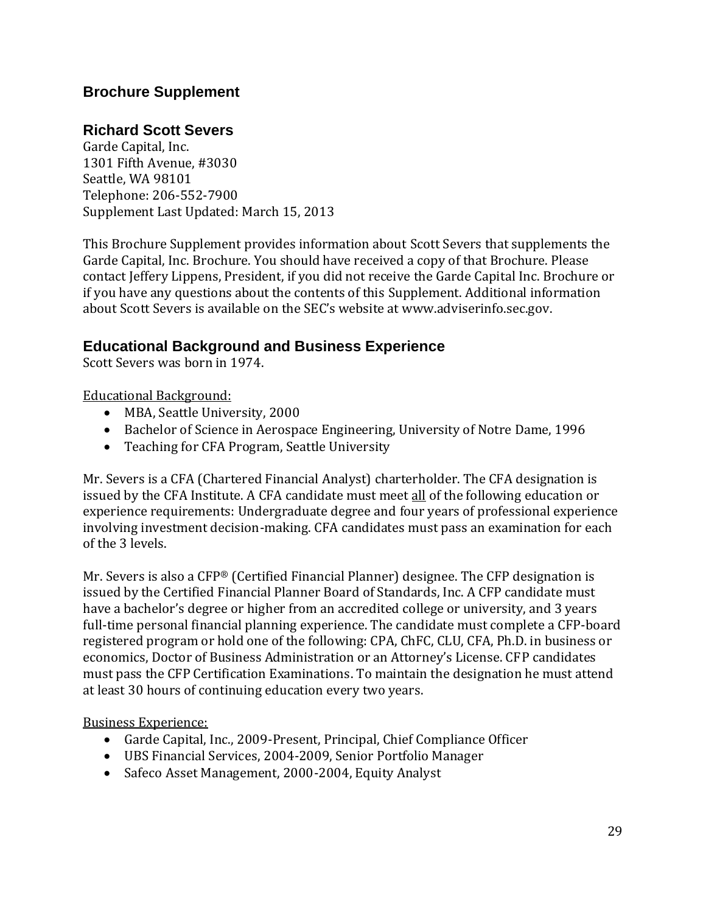## Brochure Supplement

## Richard Scott Severs

Garde Capital, Inc.
1301 Fifth Avenue, #3030
Seattle, WA 98101
Telephone: 206-552-7900
Supplement Last Updated: March 15, 2013

This Brochure Supplement provides information about Scott Severs that supplements the Garde Capital, Inc. Brochure. You should have received a copy of that Brochure. Please contact Jeffery Lippens, President, if you did not receive the Garde Capital Inc. Brochure or if you have any questions about the contents of this Supplement. Additional information about Scott Severs is available on the SEC's website at www.adviserinfo.sec.gov.

## Educational Background and Business Experience

Scott Severs was born in 1974.

Educational Background:

- MBA, Seattle University, 2000
- Bachelor of Science in Aerospace Engineering, University of Notre Dame, 1996
- Teaching for CFA Program, Seattle University

Mr. Severs is a CFA (Chartered Financial Analyst) charterholder. The CFA designation is issued by the CFA Institute. A CFA candidate must meet all of the following education or experience requirements: Undergraduate degree and four years of professional experience involving investment decision-making. CFA candidates must pass an examination for each of the 3 levels.

Mr. Severs is also a CFP® (Certified Financial Planner) designee. The CFP designation is issued by the Certified Financial Planner Board of Standards, Inc. A CFP candidate must have a bachelor's degree or higher from an accredited college or university, and 3 years full-time personal financial planning experience. The candidate must complete a CFP-board registered program or hold one of the following: CPA, ChFC, CLU, CFA, Ph.D. in business or economics, Doctor of Business Administration or an Attorney's License. CFP candidates must pass the CFP Certification Examinations. To maintain the designation he must attend at least 30 hours of continuing education every two years.

Business Experience:

- Garde Capital, Inc., 2009-Present, Principal, Chief Compliance Officer
- UBS Financial Services, 2004-2009, Senior Portfolio Manager
- Safeco Asset Management, 2000-2004, Equity Analyst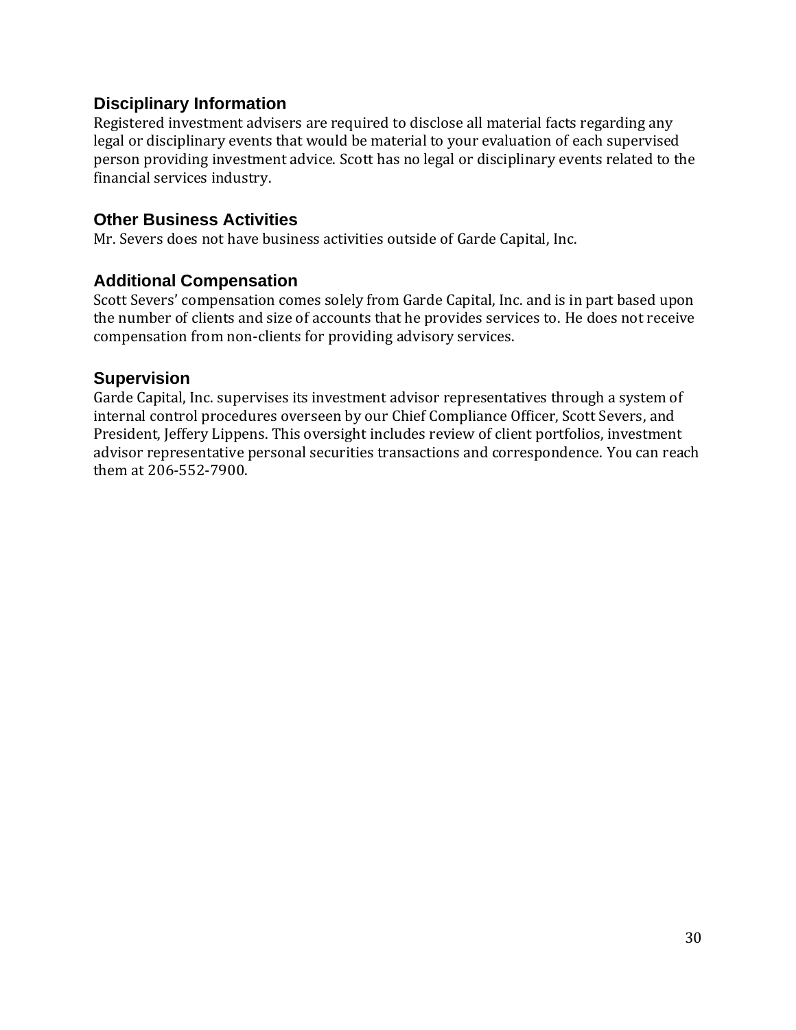## Disciplinary Information

Registered investment advisers are required to disclose all material facts regarding any legal or disciplinary events that would be material to your evaluation of each supervised person providing investment advice. Scott has no legal or disciplinary events related to the financial services industry.

## Other Business Activities

Mr. Severs does not have business activities outside of Garde Capital, Inc.

## Additional Compensation

Scott Severs' compensation comes solely from Garde Capital, Inc. and is in part based upon the number of clients and size of accounts that he provides services to. He does not receive compensation from non-clients for providing advisory services.

## Supervision

Garde Capital, Inc. supervises its investment advisor representatives through a system of internal control procedures overseen by our Chief Compliance Officer, Scott Severs, and President, Jeffery Lippens. This oversight includes review of client portfolios, investment advisor representative personal securities transactions and correspondence. You can reach them at 206-552-7900.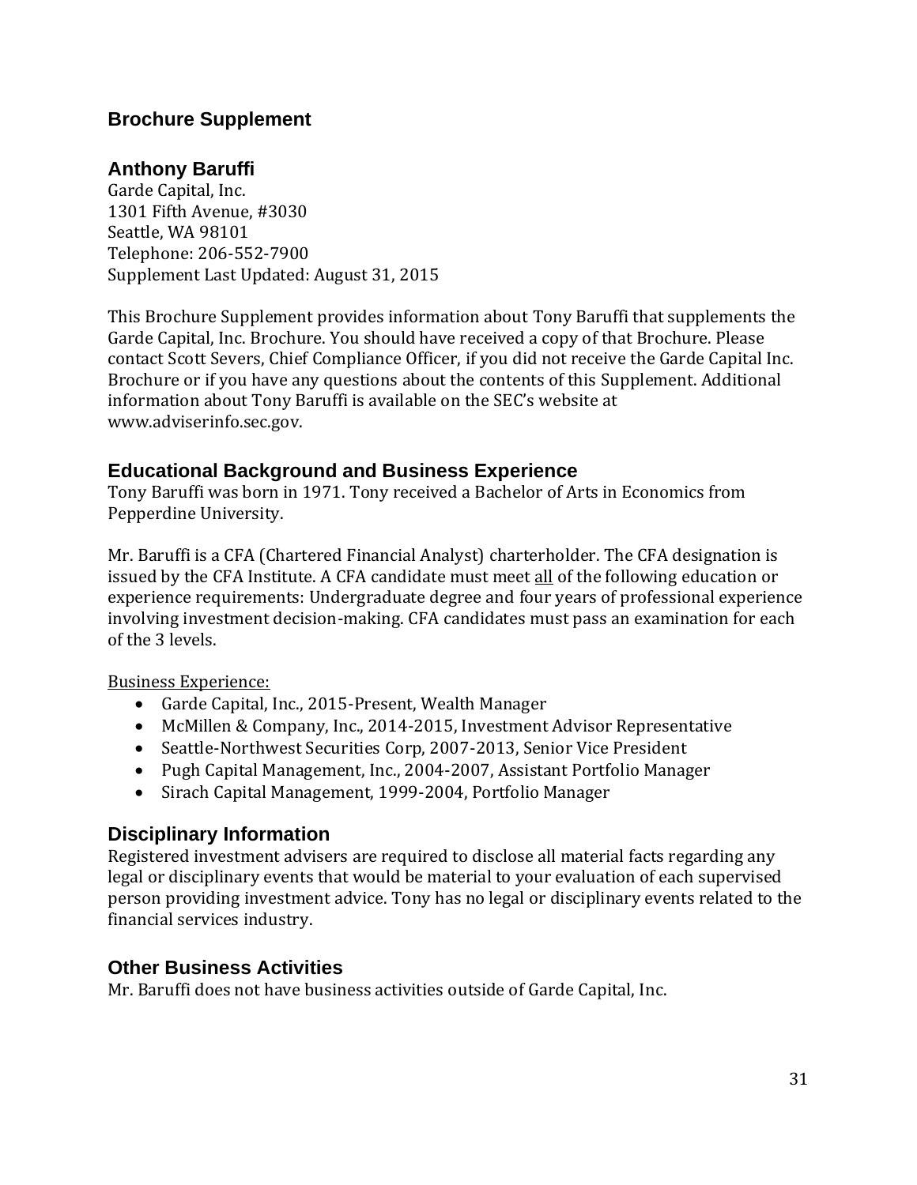## Brochure Supplement

### Anthony Baruffi

Garde Capital, Inc.
1301 Fifth Avenue, #3030
Seattle, WA 98101
Telephone: 206-552-7900
Supplement Last Updated: August 31, 2015

This Brochure Supplement provides information about Tony Baruffi that supplements the Garde Capital, Inc. Brochure. You should have received a copy of that Brochure. Please contact Scott Severs, Chief Compliance Officer, if you did not receive the Garde Capital Inc. Brochure or if you have any questions about the contents of this Supplement. Additional information about Tony Baruffi is available on the SEC's website at www.adviserinfo.sec.gov.

### Educational Background and Business Experience

Tony Baruffi was born in 1971. Tony received a Bachelor of Arts in Economics from Pepperdine University.

Mr. Baruffi is a CFA (Chartered Financial Analyst) charterholder. The CFA designation is issued by the CFA Institute. A CFA candidate must meet all of the following education or experience requirements: Undergraduate degree and four years of professional experience involving investment decision-making. CFA candidates must pass an examination for each of the 3 levels.

Business Experience:

- Garde Capital, Inc., 2015-Present, Wealth Manager
- McMillen & Company, Inc., 2014-2015, Investment Advisor Representative
- Seattle-Northwest Securities Corp, 2007-2013, Senior Vice President
- Pugh Capital Management, Inc., 2004-2007, Assistant Portfolio Manager
- Sirach Capital Management, 1999-2004, Portfolio Manager

### Disciplinary Information

Registered investment advisers are required to disclose all material facts regarding any legal or disciplinary events that would be material to your evaluation of each supervised person providing investment advice. Tony has no legal or disciplinary events related to the financial services industry.

### Other Business Activities

Mr. Baruffi does not have business activities outside of Garde Capital, Inc.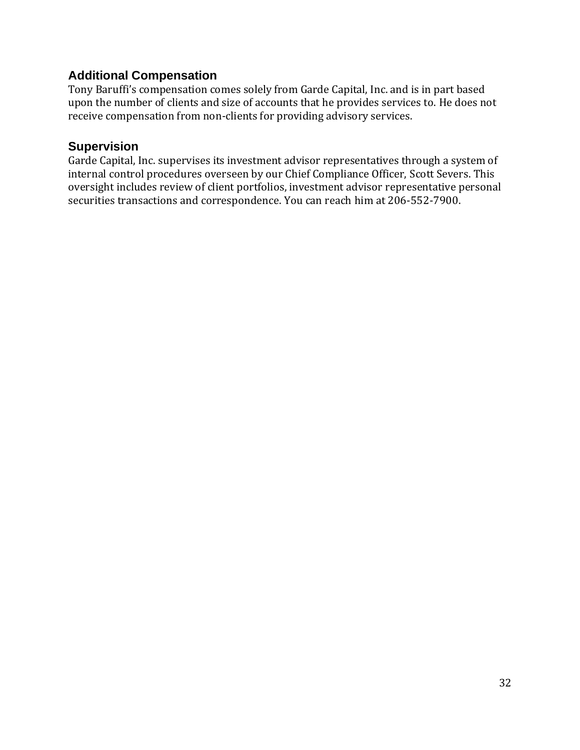### Additional Compensation

Tony Baruffi's compensation comes solely from Garde Capital, Inc. and is in part based upon the number of clients and size of accounts that he provides services to. He does not receive compensation from non-clients for providing advisory services.

### Supervision

Garde Capital, Inc. supervises its investment advisor representatives through a system of internal control procedures overseen by our Chief Compliance Officer, Scott Severs. This oversight includes review of client portfolios, investment advisor representative personal securities transactions and correspondence. You can reach him at 206-552-7900.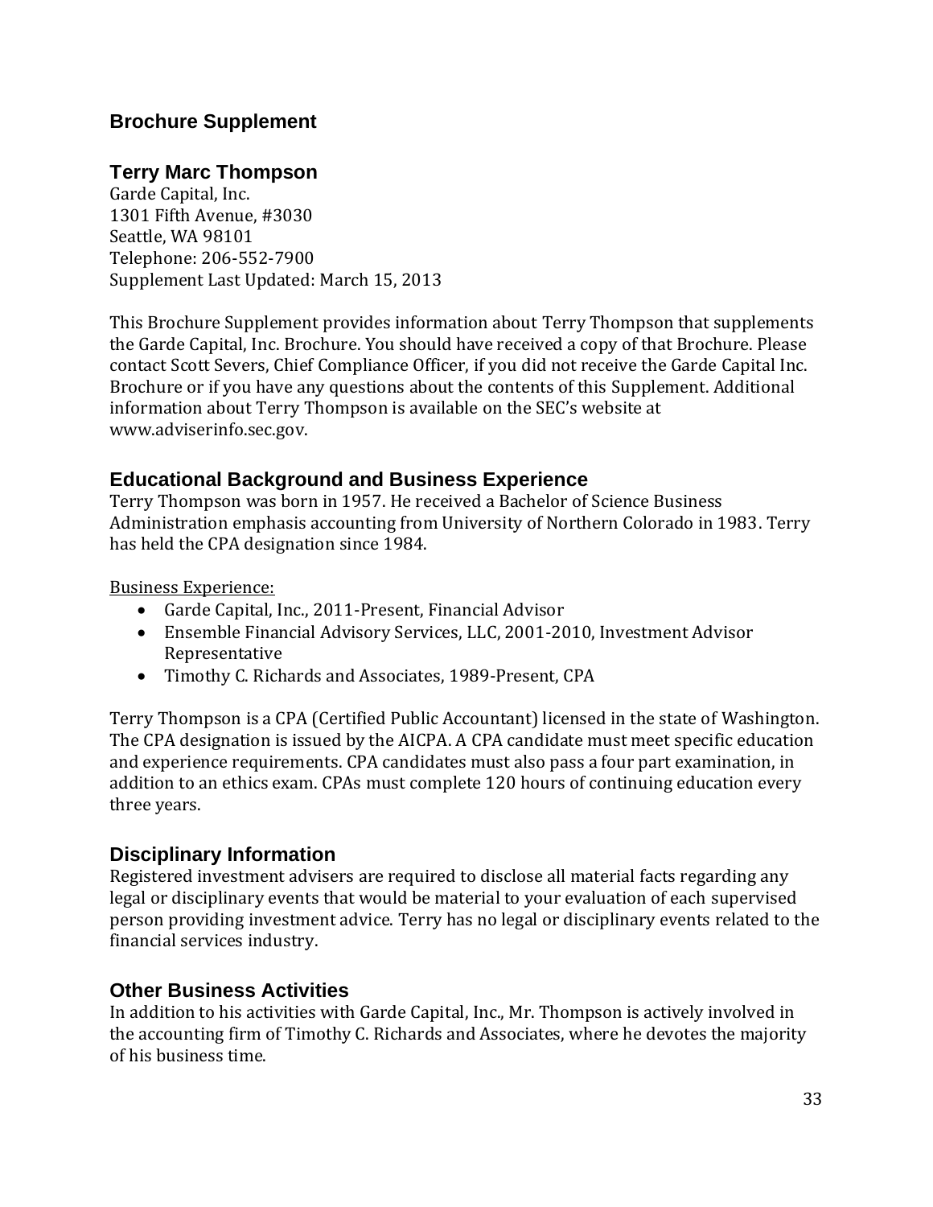## Brochure Supplement

## Terry Marc Thompson

Garde Capital, Inc.
1301 Fifth Avenue, #3030
Seattle, WA 98101
Telephone: 206-552-7900
Supplement Last Updated: March 15, 2013

This Brochure Supplement provides information about Terry Thompson that supplements the Garde Capital, Inc. Brochure. You should have received a copy of that Brochure. Please contact Scott Severs, Chief Compliance Officer, if you did not receive the Garde Capital Inc. Brochure or if you have any questions about the contents of this Supplement. Additional information about Terry Thompson is available on the SEC's website at www.adviserinfo.sec.gov.

## Educational Background and Business Experience

Terry Thompson was born in 1957. He received a Bachelor of Science Business Administration emphasis accounting from University of Northern Colorado in 1983. Terry has held the CPA designation since 1984.

Business Experience:

- Garde Capital, Inc., 2011-Present, Financial Advisor
- Ensemble Financial Advisory Services, LLC, 2001-2010, Investment Advisor Representative
- Timothy C. Richards and Associates, 1989-Present, CPA

Terry Thompson is a CPA (Certified Public Accountant) licensed in the state of Washington. The CPA designation is issued by the AICPA. A CPA candidate must meet specific education and experience requirements. CPA candidates must also pass a four part examination, in addition to an ethics exam. CPAs must complete 120 hours of continuing education every three years.

## Disciplinary Information

Registered investment advisers are required to disclose all material facts regarding any legal or disciplinary events that would be material to your evaluation of each supervised person providing investment advice. Terry has no legal or disciplinary events related to the financial services industry.

## Other Business Activities

In addition to his activities with Garde Capital, Inc., Mr. Thompson is actively involved in the accounting firm of Timothy C. Richards and Associates, where he devotes the majority of his business time.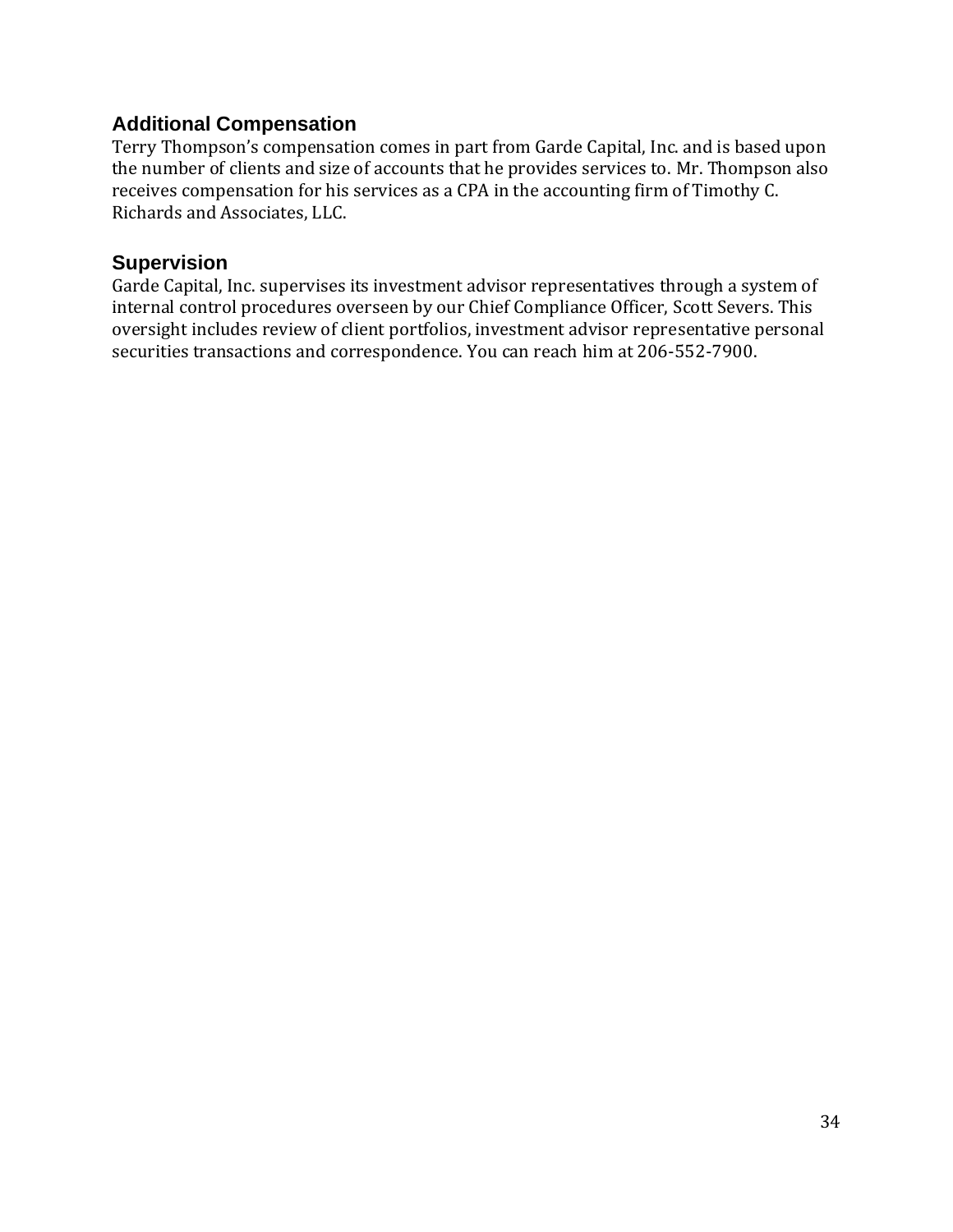## Additional Compensation

Terry Thompson's compensation comes in part from Garde Capital, Inc. and is based upon the number of clients and size of accounts that he provides services to. Mr. Thompson also receives compensation for his services as a CPA in the accounting firm of Timothy C. Richards and Associates, LLC.

## Supervision

Garde Capital, Inc. supervises its investment advisor representatives through a system of internal control procedures overseen by our Chief Compliance Officer, Scott Severs. This oversight includes review of client portfolios, investment advisor representative personal securities transactions and correspondence. You can reach him at 206-552-7900.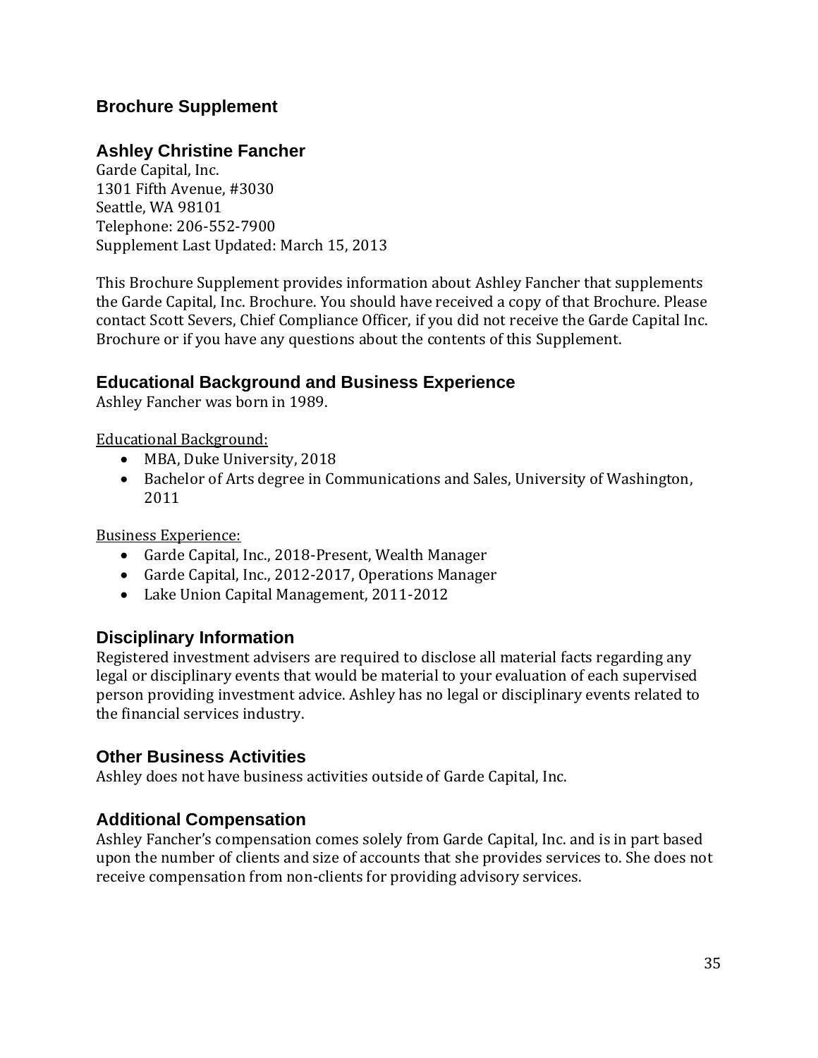## Brochure Supplement

### Ashley Christine Fancher

Garde Capital, Inc.
1301 Fifth Avenue, #3030
Seattle, WA 98101
Telephone: 206-552-7900
Supplement Last Updated: March 15, 2013

This Brochure Supplement provides information about Ashley Fancher that supplements the Garde Capital, Inc. Brochure. You should have received a copy of that Brochure. Please contact Scott Severs, Chief Compliance Officer, if you did not receive the Garde Capital Inc. Brochure or if you have any questions about the contents of this Supplement.

### Educational Background and Business Experience

Ashley Fancher was born in 1989.

Educational Background:

- MBA, Duke University, 2018
- Bachelor of Arts degree in Communications and Sales, University of Washington, 2011

Business Experience:

- Garde Capital, Inc., 2018-Present, Wealth Manager
- Garde Capital, Inc., 2012-2017, Operations Manager
- Lake Union Capital Management, 2011-2012

### Disciplinary Information

Registered investment advisers are required to disclose all material facts regarding any legal or disciplinary events that would be material to your evaluation of each supervised person providing investment advice. Ashley has no legal or disciplinary events related to the financial services industry.

### Other Business Activities

Ashley does not have business activities outside of Garde Capital, Inc.

### Additional Compensation

Ashley Fancher's compensation comes solely from Garde Capital, Inc. and is in part based upon the number of clients and size of accounts that she provides services to. She does not receive compensation from non-clients for providing advisory services.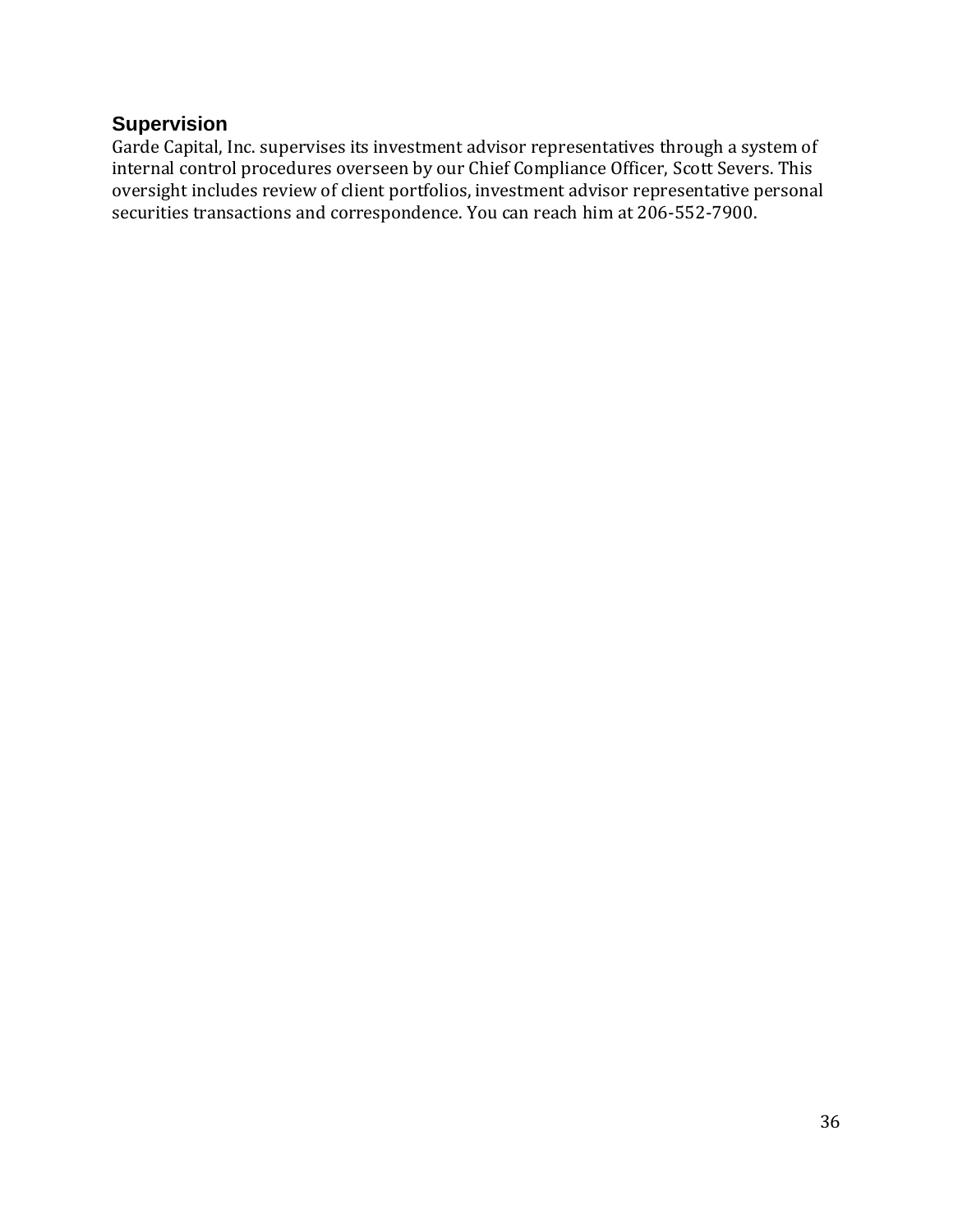## Supervision

Garde Capital, Inc. supervises its investment advisor representatives through a system of internal control procedures overseen by our Chief Compliance Officer, Scott Severs. This oversight includes review of client portfolios, investment advisor representative personal securities transactions and correspondence. You can reach him at 206-552-7900.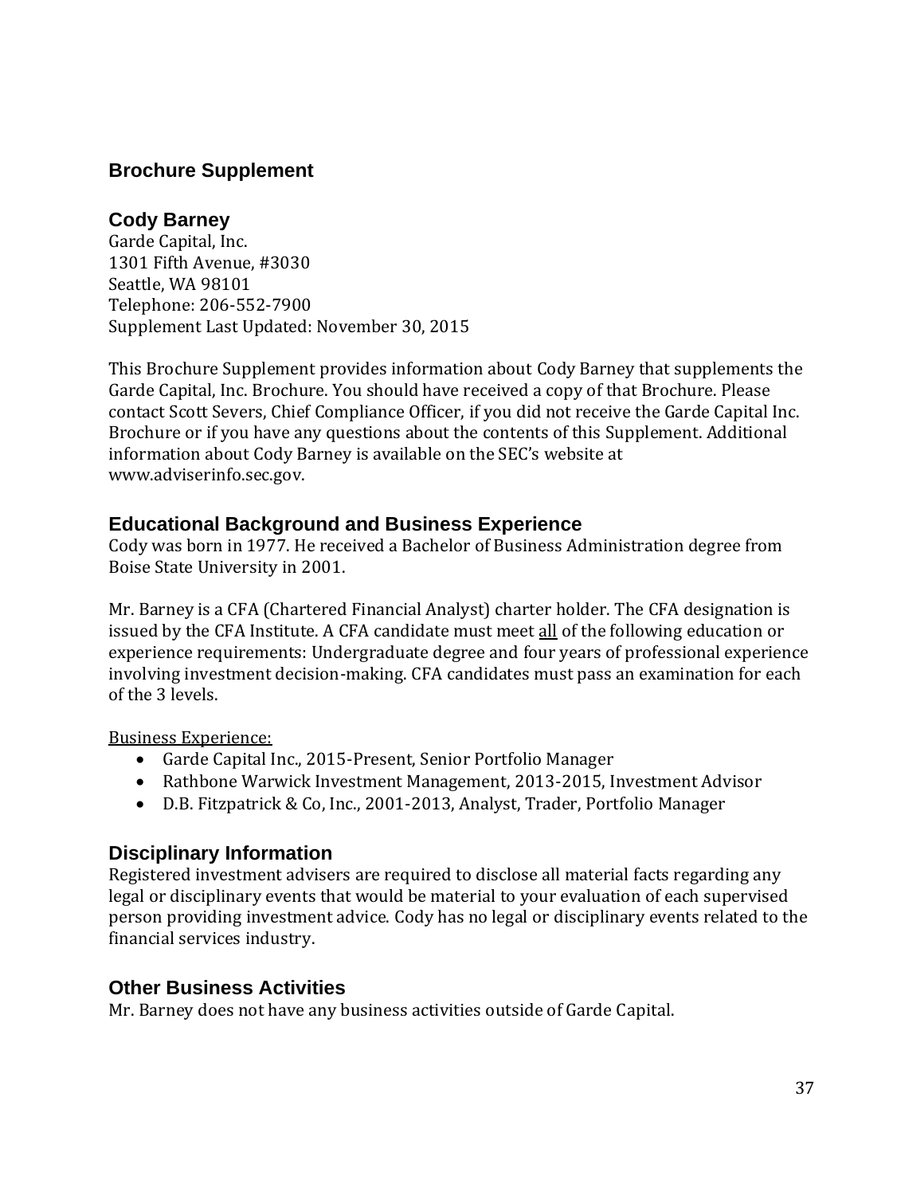## Brochure Supplement

### Cody Barney

Garde Capital, Inc.
1301 Fifth Avenue, #3030
Seattle, WA 98101
Telephone: 206-552-7900
Supplement Last Updated: November 30, 2015

This Brochure Supplement provides information about Cody Barney that supplements the Garde Capital, Inc. Brochure. You should have received a copy of that Brochure. Please contact Scott Severs, Chief Compliance Officer, if you did not receive the Garde Capital Inc. Brochure or if you have any questions about the contents of this Supplement. Additional information about Cody Barney is available on the SEC's website at www.adviserinfo.sec.gov.

### Educational Background and Business Experience

Cody was born in 1977. He received a Bachelor of Business Administration degree from Boise State University in 2001.

Mr. Barney is a CFA (Chartered Financial Analyst) charter holder. The CFA designation is issued by the CFA Institute. A CFA candidate must meet <u>all</u> of the following education or experience requirements: Undergraduate degree and four years of professional experience involving investment decision-making. CFA candidates must pass an examination for each of the 3 levels.

<u>Business Experience:</u>

- Garde Capital Inc., 2015-Present, Senior Portfolio Manager
- Rathbone Warwick Investment Management, 2013-2015, Investment Advisor
- D.B. Fitzpatrick & Co, Inc., 2001-2013, Analyst, Trader, Portfolio Manager

### Disciplinary Information

Registered investment advisers are required to disclose all material facts regarding any legal or disciplinary events that would be material to your evaluation of each supervised person providing investment advice. Cody has no legal or disciplinary events related to the financial services industry.

### Other Business Activities

Mr. Barney does not have any business activities outside of Garde Capital.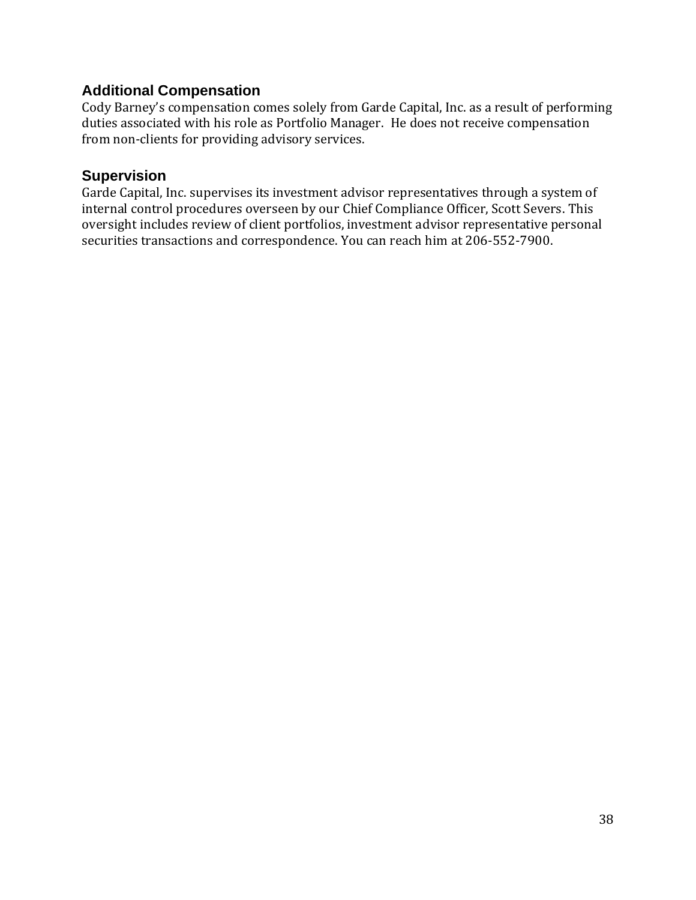## Additional Compensation

Cody Barney's compensation comes solely from Garde Capital, Inc. as a result of performing duties associated with his role as Portfolio Manager. He does not receive compensation from non-clients for providing advisory services.

## Supervision

Garde Capital, Inc. supervises its investment advisor representatives through a system of internal control procedures overseen by our Chief Compliance Officer, Scott Severs. This oversight includes review of client portfolios, investment advisor representative personal securities transactions and correspondence. You can reach him at 206-552-7900.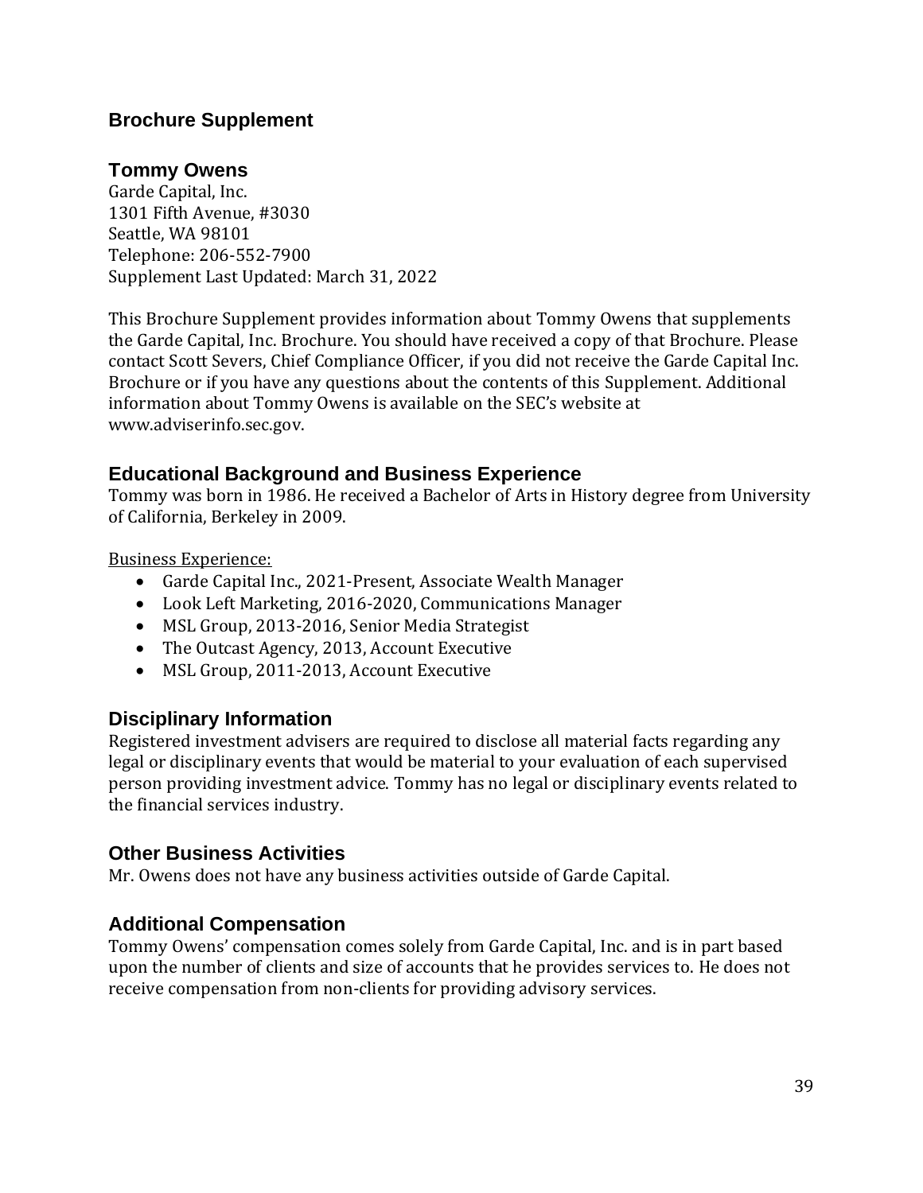## Brochure Supplement

### Tommy Owens

Garde Capital, Inc.
1301 Fifth Avenue, #3030
Seattle, WA 98101
Telephone: 206-552-7900
Supplement Last Updated: March 31, 2022

This Brochure Supplement provides information about Tommy Owens that supplements the Garde Capital, Inc. Brochure. You should have received a copy of that Brochure. Please contact Scott Severs, Chief Compliance Officer, if you did not receive the Garde Capital Inc. Brochure or if you have any questions about the contents of this Supplement. Additional information about Tommy Owens is available on the SEC's website at www.adviserinfo.sec.gov.

### Educational Background and Business Experience

Tommy was born in 1986. He received a Bachelor of Arts in History degree from University of California, Berkeley in 2009.

Business Experience:

- Garde Capital Inc., 2021-Present, Associate Wealth Manager
- Look Left Marketing, 2016-2020, Communications Manager
- MSL Group, 2013-2016, Senior Media Strategist
- The Outcast Agency, 2013, Account Executive
- MSL Group, 2011-2013, Account Executive

### Disciplinary Information

Registered investment advisers are required to disclose all material facts regarding any legal or disciplinary events that would be material to your evaluation of each supervised person providing investment advice. Tommy has no legal or disciplinary events related to the financial services industry.

### Other Business Activities

Mr. Owens does not have any business activities outside of Garde Capital.

### Additional Compensation

Tommy Owens' compensation comes solely from Garde Capital, Inc. and is in part based upon the number of clients and size of accounts that he provides services to. He does not receive compensation from non-clients for providing advisory services.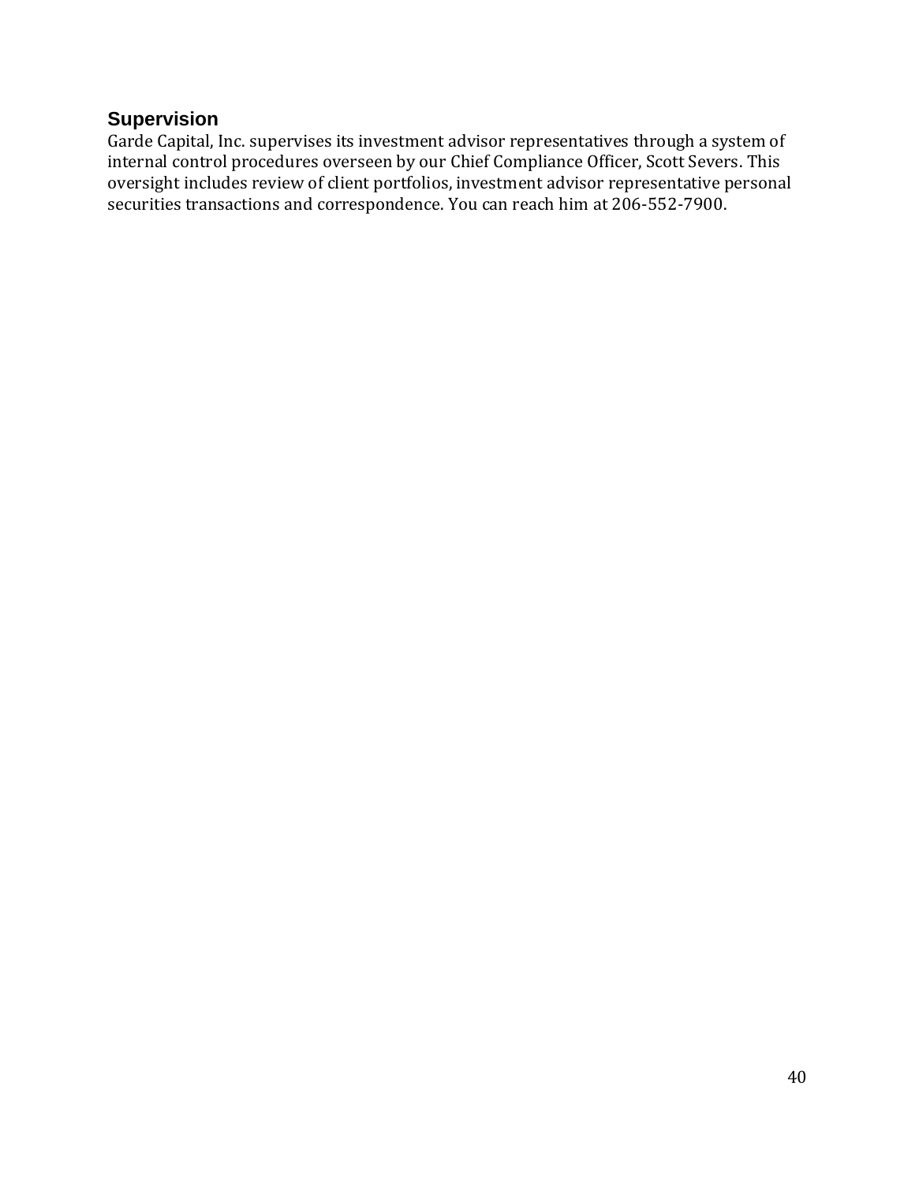## Supervision

Garde Capital, Inc. supervises its investment advisor representatives through a system of internal control procedures overseen by our Chief Compliance Officer, Scott Severs. This oversight includes review of client portfolios, investment advisor representative personal securities transactions and correspondence. You can reach him at 206-552-7900.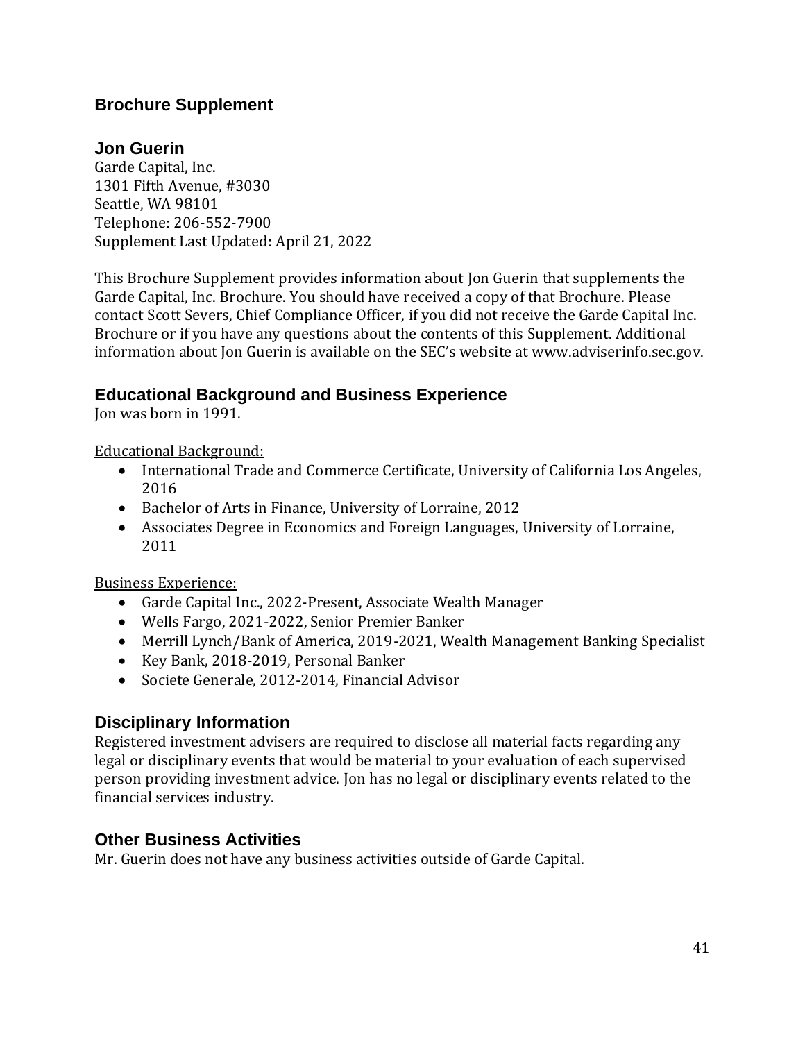## Brochure Supplement

### Jon Guerin

Garde Capital, Inc.
1301 Fifth Avenue, #3030
Seattle, WA 98101
Telephone: 206-552-7900
Supplement Last Updated: April 21, 2022

This Brochure Supplement provides information about Jon Guerin that supplements the Garde Capital, Inc. Brochure. You should have received a copy of that Brochure. Please contact Scott Severs, Chief Compliance Officer, if you did not receive the Garde Capital Inc. Brochure or if you have any questions about the contents of this Supplement. Additional information about Jon Guerin is available on the SEC's website at www.adviserinfo.sec.gov.

### Educational Background and Business Experience

Jon was born in 1991.

Educational Background:

- International Trade and Commerce Certificate, University of California Los Angeles, 2016
- Bachelor of Arts in Finance, University of Lorraine, 2012
- Associates Degree in Economics and Foreign Languages, University of Lorraine, 2011

Business Experience:

- Garde Capital Inc., 2022-Present, Associate Wealth Manager
- Wells Fargo, 2021-2022, Senior Premier Banker
- Merrill Lynch/Bank of America, 2019-2021, Wealth Management Banking Specialist
- Key Bank, 2018-2019, Personal Banker
- Societe Generale, 2012-2014, Financial Advisor

### Disciplinary Information

Registered investment advisers are required to disclose all material facts regarding any legal or disciplinary events that would be material to your evaluation of each supervised person providing investment advice. Jon has no legal or disciplinary events related to the financial services industry.

### Other Business Activities

Mr. Guerin does not have any business activities outside of Garde Capital.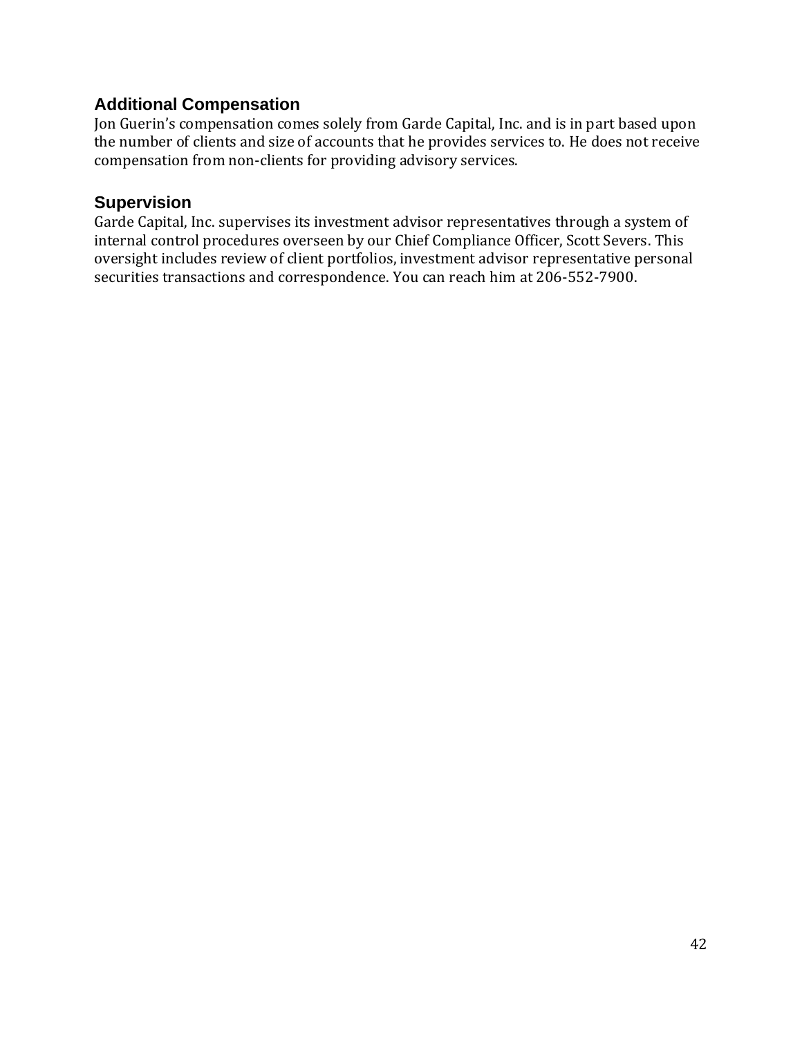### Additional Compensation

Jon Guerin's compensation comes solely from Garde Capital, Inc. and is in part based upon the number of clients and size of accounts that he provides services to. He does not receive compensation from non-clients for providing advisory services.

### Supervision

Garde Capital, Inc. supervises its investment advisor representatives through a system of internal control procedures overseen by our Chief Compliance Officer, Scott Severs. This oversight includes review of client portfolios, investment advisor representative personal securities transactions and correspondence. You can reach him at 206-552-7900.